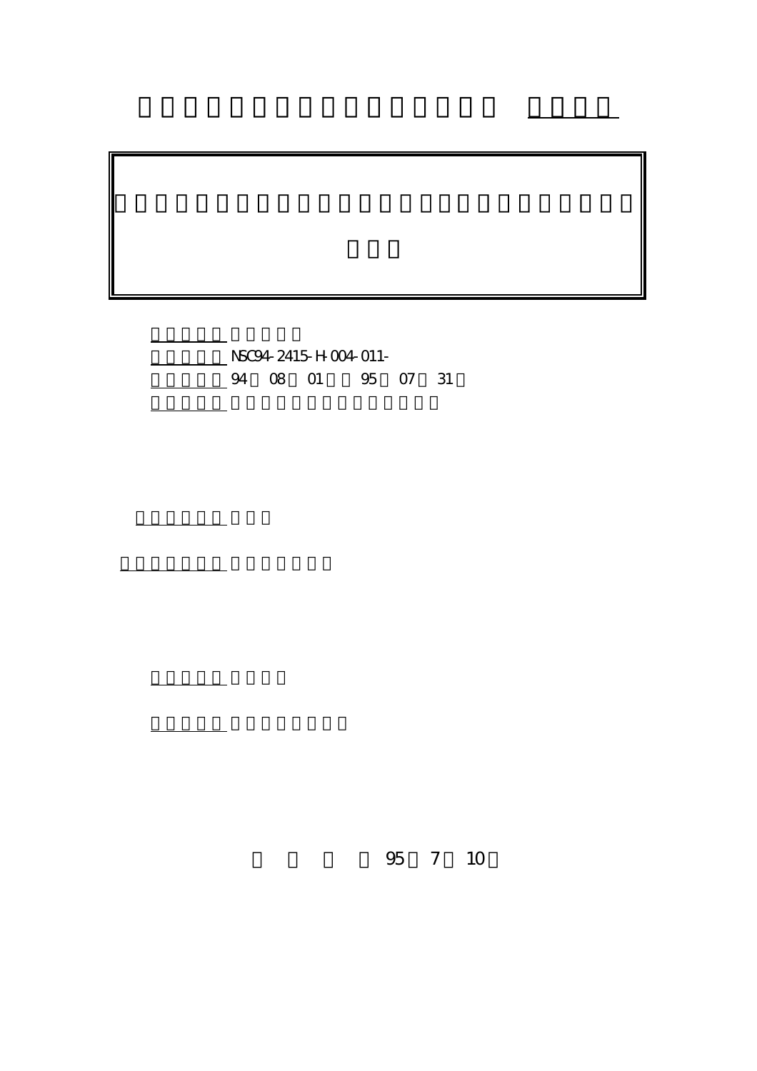NSC94-2415-H-004-011-

94 08 01 95 07 31

95 7 10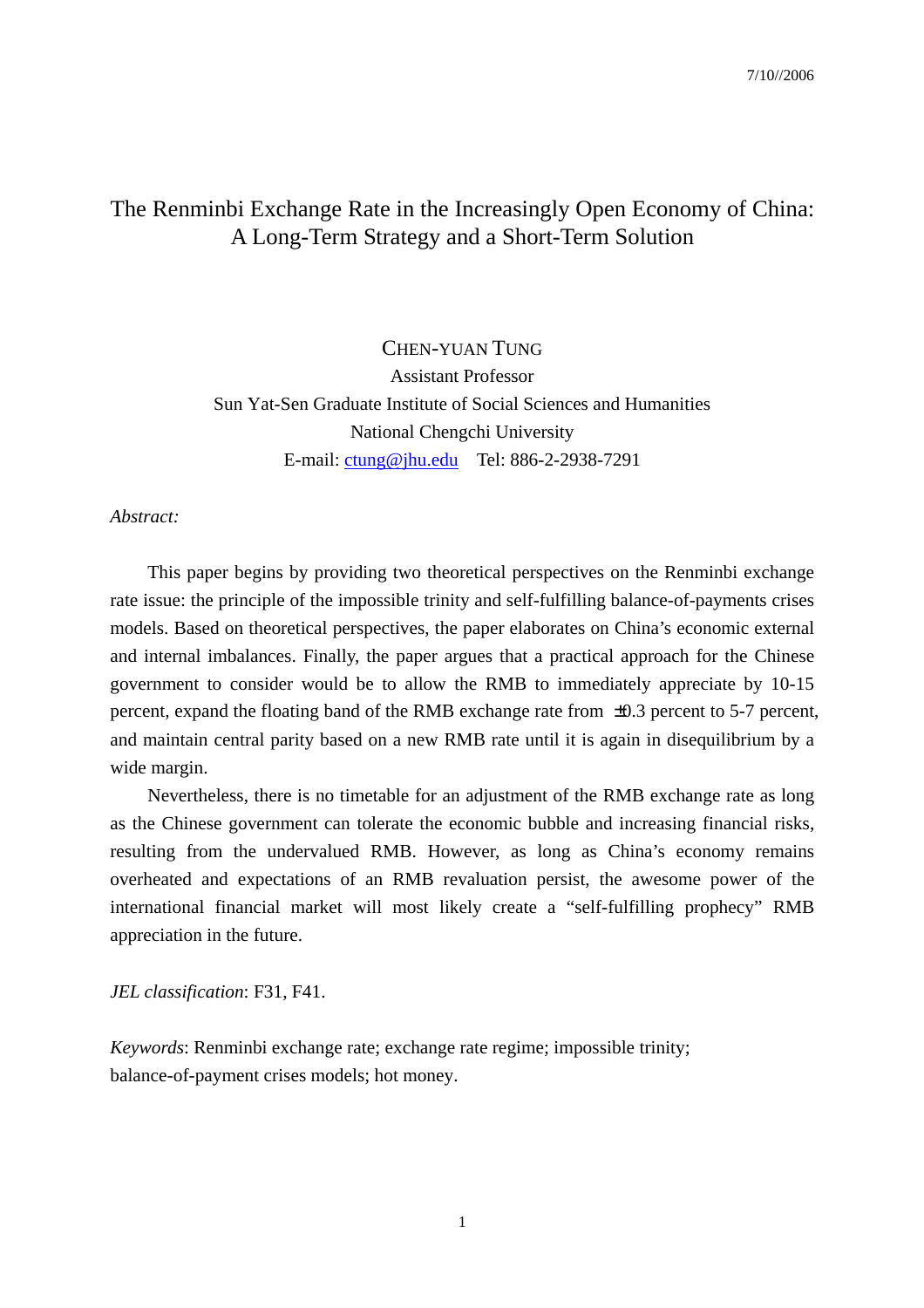7/10//2006

# The Renminbi Exchange Rate in the Increasingly Open Economy of China: A Long-Term Strategy and a Short-Term Solution

CHEN-YUAN TUNG
Assistant Professor
Sun Yat-Sen Graduate Institute of Social Sciences and Humanities
National Chengchi University
E-mail: ctung@jhu.edu Tel: 886-2-2938-7291

*Abstract:*

This paper begins by providing two theoretical perspectives on the Renminbi exchange rate issue: the principle of the impossible trinity and self-fulfilling balance-of-payments crises models. Based on theoretical perspectives, the paper elaborates on China's economic external and internal imbalances. Finally, the paper argues that a practical approach for the Chinese government to consider would be to allow the RMB to immediately appreciate by 10-15 percent, expand the floating band of the RMB exchange rate from ±0.3 percent to 5-7 percent, and maintain central parity based on a new RMB rate until it is again in disequilibrium by a wide margin.

Nevertheless, there is no timetable for an adjustment of the RMB exchange rate as long as the Chinese government can tolerate the economic bubble and increasing financial risks, resulting from the undervalued RMB. However, as long as China's economy remains overheated and expectations of an RMB revaluation persist, the awesome power of the international financial market will most likely create a "self-fulfilling prophecy" RMB appreciation in the future.

*JEL classification*: F31, F41.

*Keywords*: Renminbi exchange rate; exchange rate regime; impossible trinity; balance-of-payment crises models; hot money.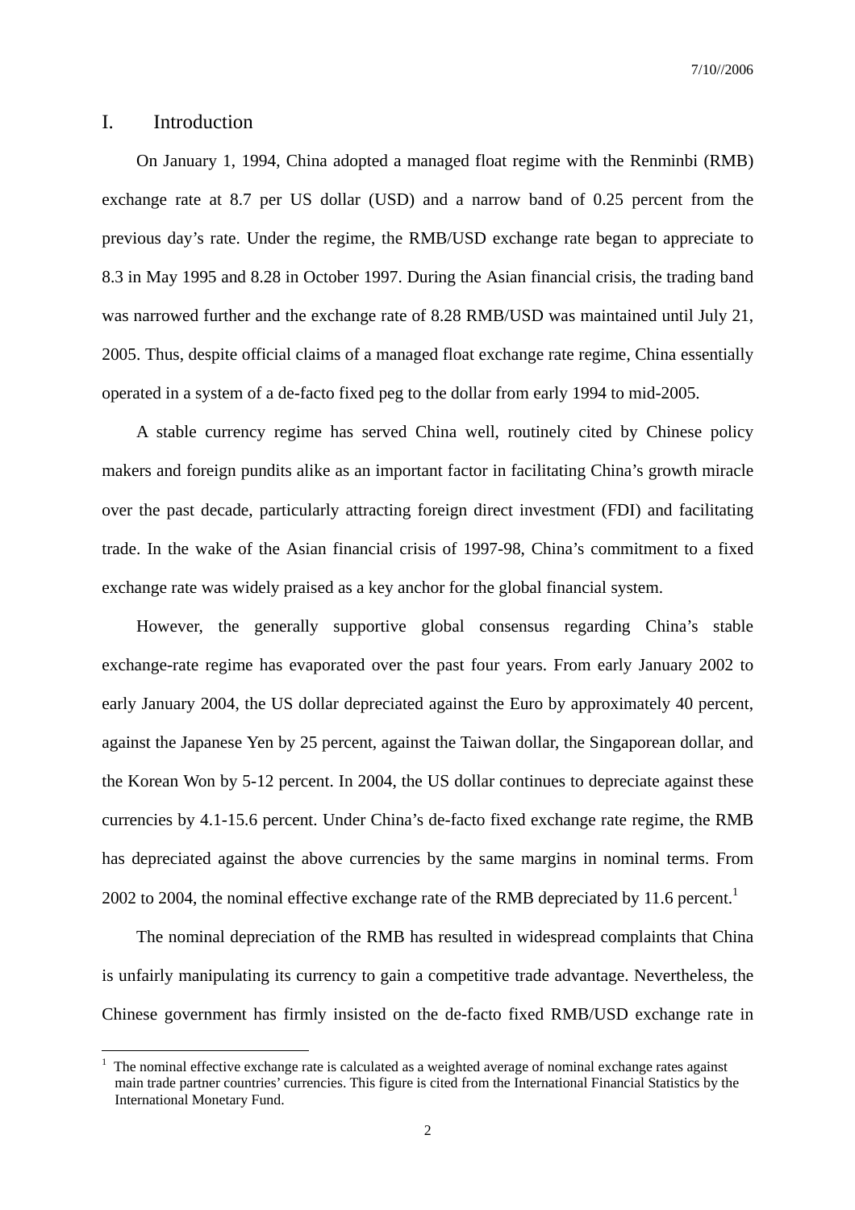## I. Introduction

On January 1, 1994, China adopted a managed float regime with the Renminbi (RMB) exchange rate at 8.7 per US dollar (USD) and a narrow band of 0.25 percent from the previous day's rate. Under the regime, the RMB/USD exchange rate began to appreciate to 8.3 in May 1995 and 8.28 in October 1997. During the Asian financial crisis, the trading band was narrowed further and the exchange rate of 8.28 RMB/USD was maintained until July 21, 2005. Thus, despite official claims of a managed float exchange rate regime, China essentially operated in a system of a de-facto fixed peg to the dollar from early 1994 to mid-2005.

A stable currency regime has served China well, routinely cited by Chinese policy makers and foreign pundits alike as an important factor in facilitating China's growth miracle over the past decade, particularly attracting foreign direct investment (FDI) and facilitating trade. In the wake of the Asian financial crisis of 1997-98, China's commitment to a fixed exchange rate was widely praised as a key anchor for the global financial system.

However, the generally supportive global consensus regarding China's stable exchange-rate regime has evaporated over the past four years. From early January 2002 to early January 2004, the US dollar depreciated against the Euro by approximately 40 percent, against the Japanese Yen by 25 percent, against the Taiwan dollar, the Singaporean dollar, and the Korean Won by 5-12 percent. In 2004, the US dollar continues to depreciate against these currencies by 4.1-15.6 percent. Under China's de-facto fixed exchange rate regime, the RMB has depreciated against the above currencies by the same margins in nominal terms. From 2002 to 2004, the nominal effective exchange rate of the RMB depreciated by 11.6 percent.[1]

The nominal depreciation of the RMB has resulted in widespread complaints that China is unfairly manipulating its currency to gain a competitive trade advantage. Nevertheless, the Chinese government has firmly insisted on the de-facto fixed RMB/USD exchange rate in

---

[1] The nominal effective exchange rate is calculated as a weighted average of nominal exchange rates against main trade partner countries' currencies. This figure is cited from the International Financial Statistics by the International Monetary Fund.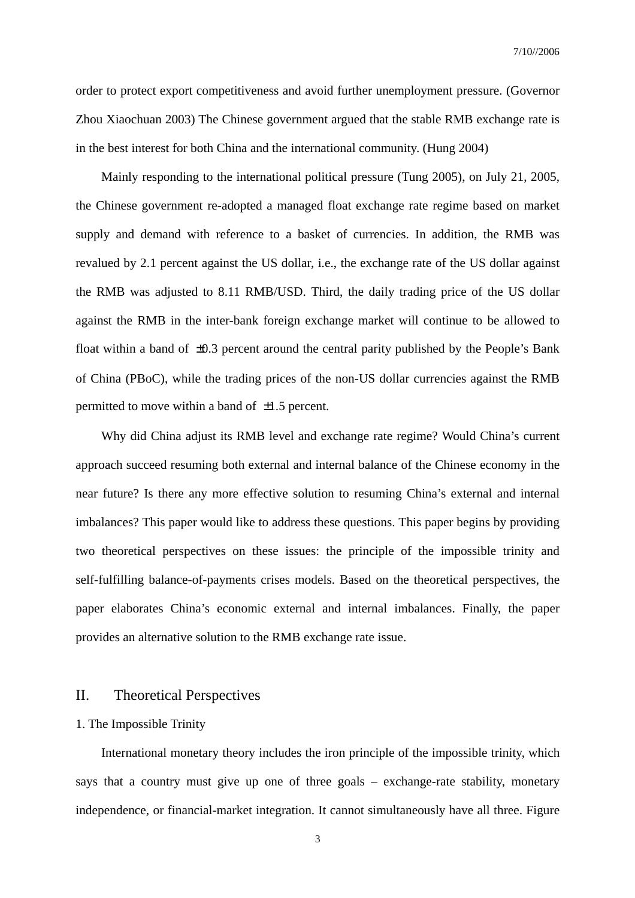order to protect export competitiveness and avoid further unemployment pressure. (Governor Zhou Xiaochuan 2003) The Chinese government argued that the stable RMB exchange rate is in the best interest for both China and the international community. (Hung 2004)

Mainly responding to the international political pressure (Tung 2005), on July 21, 2005, the Chinese government re-adopted a managed float exchange rate regime based on market supply and demand with reference to a basket of currencies. In addition, the RMB was revalued by 2.1 percent against the US dollar, i.e., the exchange rate of the US dollar against the RMB was adjusted to 8.11 RMB/USD. Third, the daily trading price of the US dollar against the RMB in the inter-bank foreign exchange market will continue to be allowed to float within a band of ±0.3 percent around the central parity published by the People's Bank of China (PBoC), while the trading prices of the non-US dollar currencies against the RMB permitted to move within a band of ±1.5 percent.

Why did China adjust its RMB level and exchange rate regime? Would China's current approach succeed resuming both external and internal balance of the Chinese economy in the near future? Is there any more effective solution to resuming China's external and internal imbalances? This paper would like to address these questions. This paper begins by providing two theoretical perspectives on these issues: the principle of the impossible trinity and self-fulfilling balance-of-payments crises models. Based on the theoretical perspectives, the paper elaborates China's economic external and internal imbalances. Finally, the paper provides an alternative solution to the RMB exchange rate issue.

## II. Theoretical Perspectives

### 1. The Impossible Trinity

International monetary theory includes the iron principle of the impossible trinity, which says that a country must give up one of three goals – exchange-rate stability, monetary independence, or financial-market integration. It cannot simultaneously have all three. Figure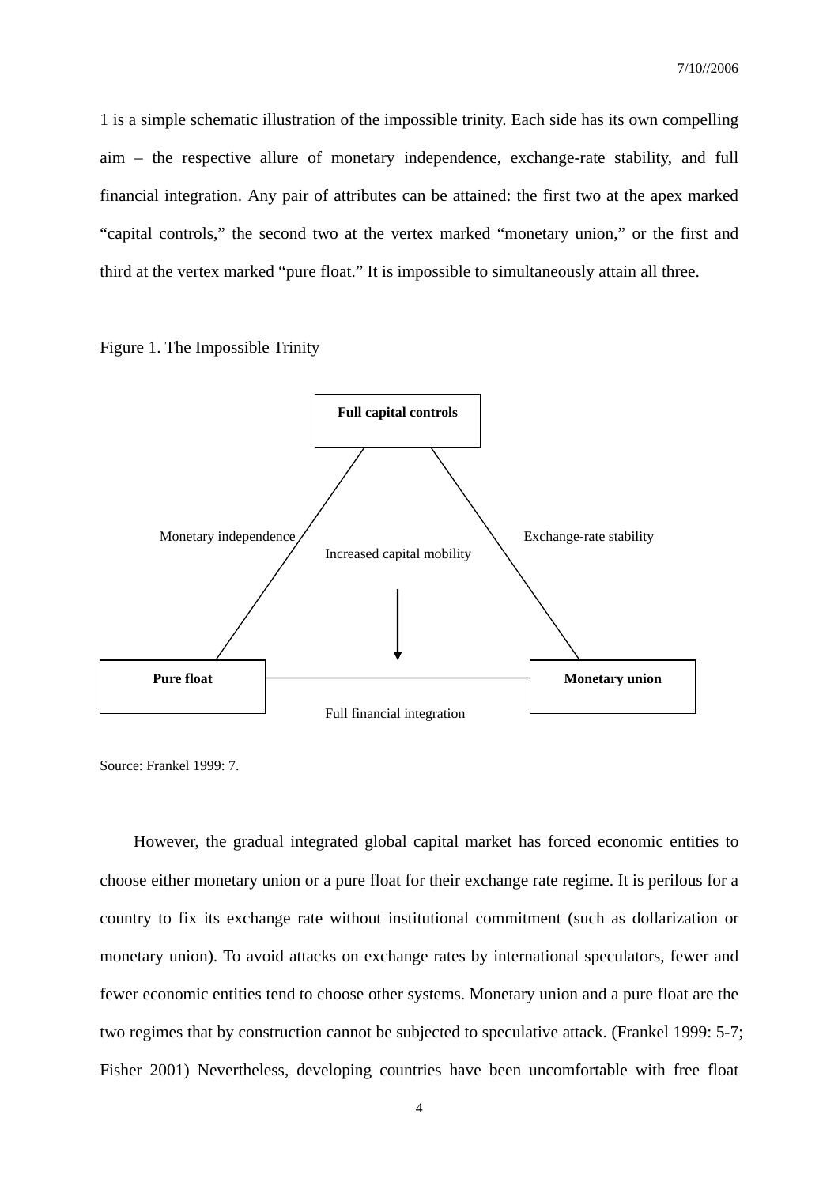1 is a simple schematic illustration of the impossible trinity. Each side has its own compelling aim – the respective allure of monetary independence, exchange-rate stability, and full financial integration. Any pair of attributes can be attained: the first two at the apex marked "capital controls," the second two at the vertex marked "monetary union," or the first and third at the vertex marked "pure float." It is impossible to simultaneously attain all three.

Figure 1. The Impossible Trinity

**Full capital controls**

Monetary independence

Exchange-rate stability

Increased capital mobility

**Pure float**

**Monetary union**

Full financial integration

Source: Frankel 1999: 7.

However, the gradual integrated global capital market has forced economic entities to choose either monetary union or a pure float for their exchange rate regime. It is perilous for a country to fix its exchange rate without institutional commitment (such as dollarization or monetary union). To avoid attacks on exchange rates by international speculators, fewer and fewer economic entities tend to choose other systems. Monetary union and a pure float are the two regimes that by construction cannot be subjected to speculative attack. (Frankel 1999: 5-7; Fisher 2001) Nevertheless, developing countries have been uncomfortable with free float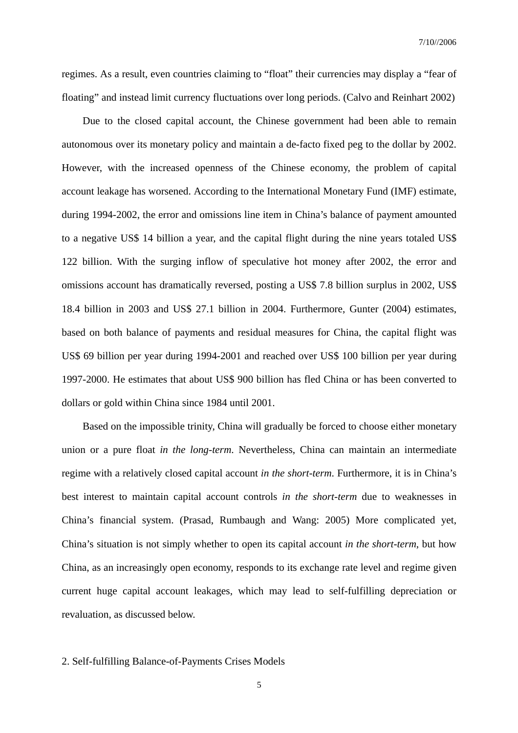regimes. As a result, even countries claiming to "float" their currencies may display a "fear of floating" and instead limit currency fluctuations over long periods. (Calvo and Reinhart 2002)

Due to the closed capital account, the Chinese government had been able to remain autonomous over its monetary policy and maintain a de-facto fixed peg to the dollar by 2002. However, with the increased openness of the Chinese economy, the problem of capital account leakage has worsened. According to the International Monetary Fund (IMF) estimate, during 1994-2002, the error and omissions line item in China's balance of payment amounted to a negative US$ 14 billion a year, and the capital flight during the nine years totaled US$ 122 billion. With the surging inflow of speculative hot money after 2002, the error and omissions account has dramatically reversed, posting a US$ 7.8 billion surplus in 2002, US$ 18.4 billion in 2003 and US$ 27.1 billion in 2004. Furthermore, Gunter (2004) estimates, based on both balance of payments and residual measures for China, the capital flight was US$ 69 billion per year during 1994-2001 and reached over US$ 100 billion per year during 1997-2000. He estimates that about US$ 900 billion has fled China or has been converted to dollars or gold within China since 1984 until 2001.

Based on the impossible trinity, China will gradually be forced to choose either monetary union or a pure float *in the long-term*. Nevertheless, China can maintain an intermediate regime with a relatively closed capital account *in the short-term*. Furthermore, it is in China's best interest to maintain capital account controls *in the short-term* due to weaknesses in China's financial system. (Prasad, Rumbaugh and Wang: 2005) More complicated yet, China's situation is not simply whether to open its capital account *in the short-term*, but how China, as an increasingly open economy, responds to its exchange rate level and regime given current huge capital account leakages, which may lead to self-fulfilling depreciation or revaluation, as discussed below.

## 2. Self-fulfilling Balance-of-Payments Crises Models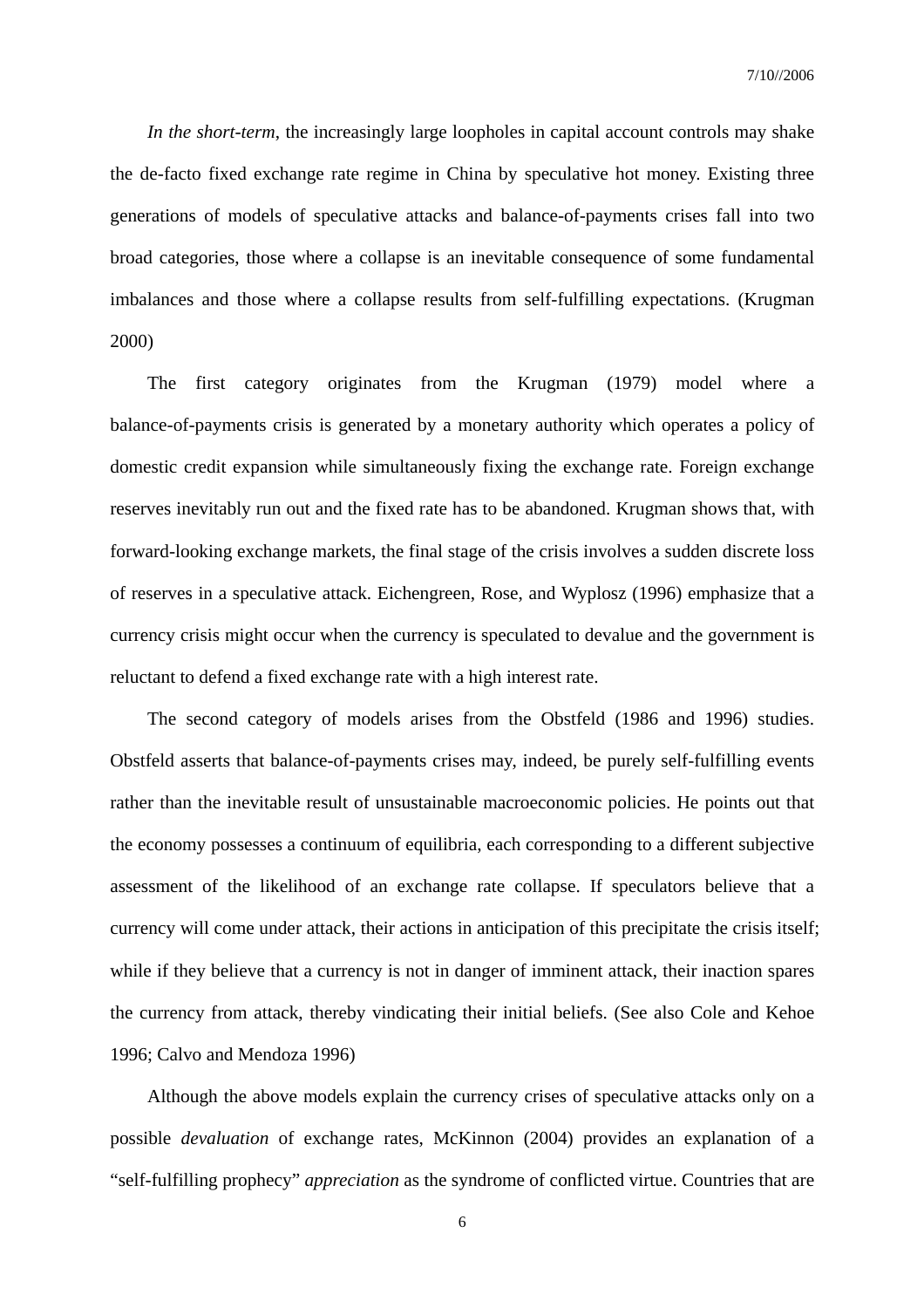*In the short-term*, the increasingly large loopholes in capital account controls may shake the de-facto fixed exchange rate regime in China by speculative hot money. Existing three generations of models of speculative attacks and balance-of-payments crises fall into two broad categories, those where a collapse is an inevitable consequence of some fundamental imbalances and those where a collapse results from self-fulfilling expectations. (Krugman 2000)

The first category originates from the Krugman (1979) model where a balance-of-payments crisis is generated by a monetary authority which operates a policy of domestic credit expansion while simultaneously fixing the exchange rate. Foreign exchange reserves inevitably run out and the fixed rate has to be abandoned. Krugman shows that, with forward-looking exchange markets, the final stage of the crisis involves a sudden discrete loss of reserves in a speculative attack. Eichengreen, Rose, and Wyplosz (1996) emphasize that a currency crisis might occur when the currency is speculated to devalue and the government is reluctant to defend a fixed exchange rate with a high interest rate.

The second category of models arises from the Obstfeld (1986 and 1996) studies. Obstfeld asserts that balance-of-payments crises may, indeed, be purely self-fulfilling events rather than the inevitable result of unsustainable macroeconomic policies. He points out that the economy possesses a continuum of equilibria, each corresponding to a different subjective assessment of the likelihood of an exchange rate collapse. If speculators believe that a currency will come under attack, their actions in anticipation of this precipitate the crisis itself; while if they believe that a currency is not in danger of imminent attack, their inaction spares the currency from attack, thereby vindicating their initial beliefs. (See also Cole and Kehoe 1996; Calvo and Mendoza 1996)

Although the above models explain the currency crises of speculative attacks only on a possible *devaluation* of exchange rates, McKinnon (2004) provides an explanation of a "self-fulfilling prophecy" *appreciation* as the syndrome of conflicted virtue. Countries that are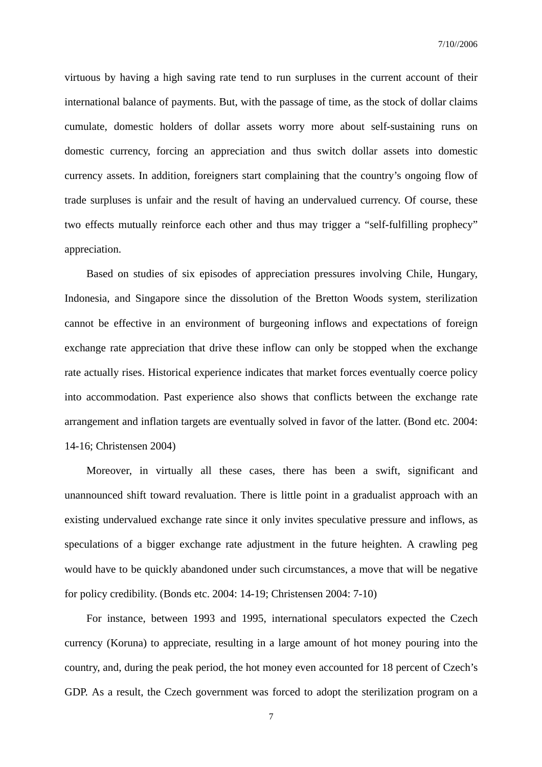virtuous by having a high saving rate tend to run surpluses in the current account of their international balance of payments. But, with the passage of time, as the stock of dollar claims cumulate, domestic holders of dollar assets worry more about self-sustaining runs on domestic currency, forcing an appreciation and thus switch dollar assets into domestic currency assets. In addition, foreigners start complaining that the country's ongoing flow of trade surpluses is unfair and the result of having an undervalued currency. Of course, these two effects mutually reinforce each other and thus may trigger a "self-fulfilling prophecy" appreciation.

Based on studies of six episodes of appreciation pressures involving Chile, Hungary, Indonesia, and Singapore since the dissolution of the Bretton Woods system, sterilization cannot be effective in an environment of burgeoning inflows and expectations of foreign exchange rate appreciation that drive these inflow can only be stopped when the exchange rate actually rises. Historical experience indicates that market forces eventually coerce policy into accommodation. Past experience also shows that conflicts between the exchange rate arrangement and inflation targets are eventually solved in favor of the latter. (Bond etc. 2004: 14-16; Christensen 2004)

Moreover, in virtually all these cases, there has been a swift, significant and unannounced shift toward revaluation. There is little point in a gradualist approach with an existing undervalued exchange rate since it only invites speculative pressure and inflows, as speculations of a bigger exchange rate adjustment in the future heighten. A crawling peg would have to be quickly abandoned under such circumstances, a move that will be negative for policy credibility. (Bonds etc. 2004: 14-19; Christensen 2004: 7-10)

For instance, between 1993 and 1995, international speculators expected the Czech currency (Koruna) to appreciate, resulting in a large amount of hot money pouring into the country, and, during the peak period, the hot money even accounted for 18 percent of Czech's GDP. As a result, the Czech government was forced to adopt the sterilization program on a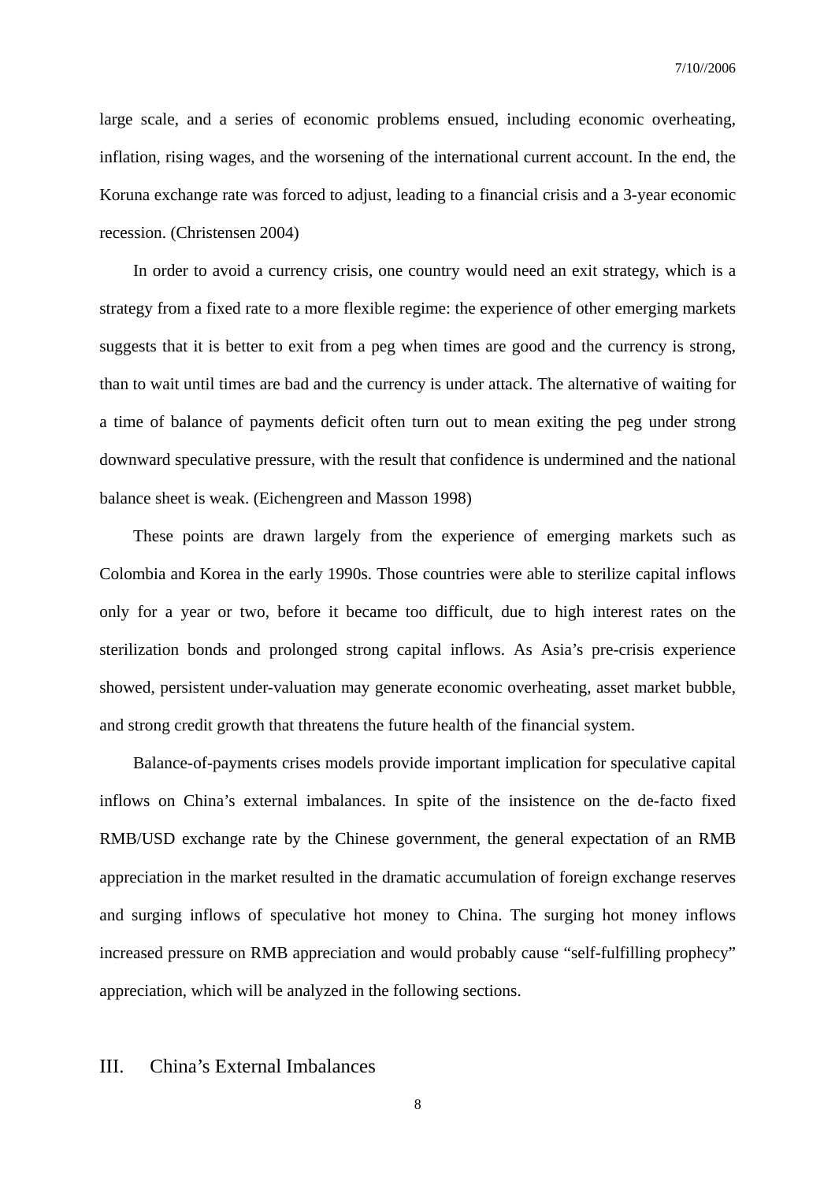large scale, and a series of economic problems ensued, including economic overheating, inflation, rising wages, and the worsening of the international current account. In the end, the Koruna exchange rate was forced to adjust, leading to a financial crisis and a 3-year economic recession. (Christensen 2004)

In order to avoid a currency crisis, one country would need an exit strategy, which is a strategy from a fixed rate to a more flexible regime: the experience of other emerging markets suggests that it is better to exit from a peg when times are good and the currency is strong, than to wait until times are bad and the currency is under attack. The alternative of waiting for a time of balance of payments deficit often turn out to mean exiting the peg under strong downward speculative pressure, with the result that confidence is undermined and the national balance sheet is weak. (Eichengreen and Masson 1998)

These points are drawn largely from the experience of emerging markets such as Colombia and Korea in the early 1990s. Those countries were able to sterilize capital inflows only for a year or two, before it became too difficult, due to high interest rates on the sterilization bonds and prolonged strong capital inflows. As Asia's pre-crisis experience showed, persistent under-valuation may generate economic overheating, asset market bubble, and strong credit growth that threatens the future health of the financial system.

Balance-of-payments crises models provide important implication for speculative capital inflows on China's external imbalances. In spite of the insistence on the de-facto fixed RMB/USD exchange rate by the Chinese government, the general expectation of an RMB appreciation in the market resulted in the dramatic accumulation of foreign exchange reserves and surging inflows of speculative hot money to China. The surging hot money inflows increased pressure on RMB appreciation and would probably cause "self-fulfilling prophecy" appreciation, which will be analyzed in the following sections.

## III. China's External Imbalances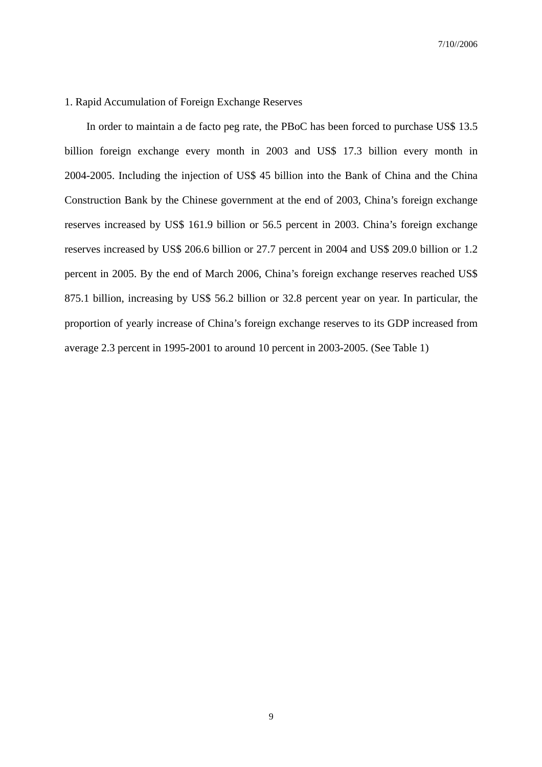## 1. Rapid Accumulation of Foreign Exchange Reserves

In order to maintain a de facto peg rate, the PBoC has been forced to purchase US$ 13.5 billion foreign exchange every month in 2003 and US$ 17.3 billion every month in 2004-2005. Including the injection of US$ 45 billion into the Bank of China and the China Construction Bank by the Chinese government at the end of 2003, China's foreign exchange reserves increased by US$ 161.9 billion or 56.5 percent in 2003. China's foreign exchange reserves increased by US$ 206.6 billion or 27.7 percent in 2004 and US$ 209.0 billion or 1.2 percent in 2005. By the end of March 2006, China's foreign exchange reserves reached US$ 875.1 billion, increasing by US$ 56.2 billion or 32.8 percent year on year. In particular, the proportion of yearly increase of China's foreign exchange reserves to its GDP increased from average 2.3 percent in 1995-2001 to around 10 percent in 2003-2005. (See Table 1)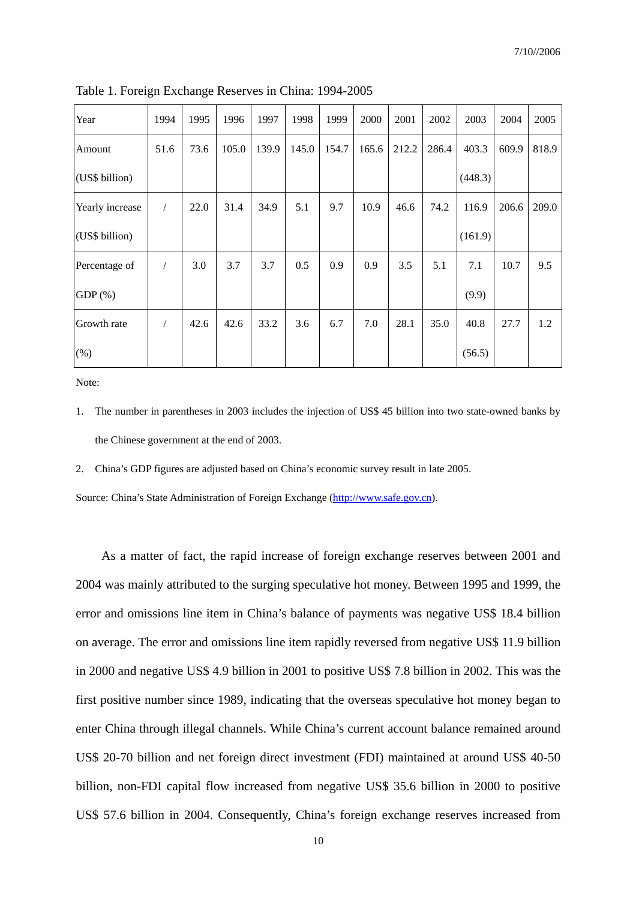Table 1. Foreign Exchange Reserves in China: 1994-2005

| Year | 1994 | 1995 | 1996 | 1997 | 1998 | 1999 | 2000 | 2001 | 2002 | 2003 | 2004 | 2005 |
|---|---|---|---|---|---|---|---|---|---|---|---|---|
| Amount (US$ billion) | 51.6 | 73.6 | 105.0 | 139.9 | 145.0 | 154.7 | 165.6 | 212.2 | 286.4 | 403.3 (448.3) | 609.9 | 818.9 |
| Yearly increase (US$ billion) | / | 22.0 | 31.4 | 34.9 | 5.1 | 9.7 | 10.9 | 46.6 | 74.2 | 116.9 (161.9) | 206.6 | 209.0 |
| Percentage of GDP (%) | / | 3.0 | 3.7 | 3.7 | 0.5 | 0.9 | 0.9 | 3.5 | 5.1 | 7.1 (9.9) | 10.7 | 9.5 |
| Growth rate (%) | / | 42.6 | 42.6 | 33.2 | 3.6 | 6.7 | 7.0 | 28.1 | 35.0 | 40.8 (56.5) | 27.7 | 1.2 |

Note:

1. The number in parentheses in 2003 includes the injection of US$ 45 billion into two state-owned banks by the Chinese government at the end of 2003.
2. China's GDP figures are adjusted based on China's economic survey result in late 2005.

Source: China's State Administration of Foreign Exchange (http://www.safe.gov.cn).

As a matter of fact, the rapid increase of foreign exchange reserves between 2001 and 2004 was mainly attributed to the surging speculative hot money. Between 1995 and 1999, the error and omissions line item in China's balance of payments was negative US$ 18.4 billion on average. The error and omissions line item rapidly reversed from negative US$ 11.9 billion in 2000 and negative US$ 4.9 billion in 2001 to positive US$ 7.8 billion in 2002. This was the first positive number since 1989, indicating that the overseas speculative hot money began to enter China through illegal channels. While China's current account balance remained around US$ 20-70 billion and net foreign direct investment (FDI) maintained at around US$ 40-50 billion, non-FDI capital flow increased from negative US$ 35.6 billion in 2000 to positive US$ 57.6 billion in 2004. Consequently, China's foreign exchange reserves increased from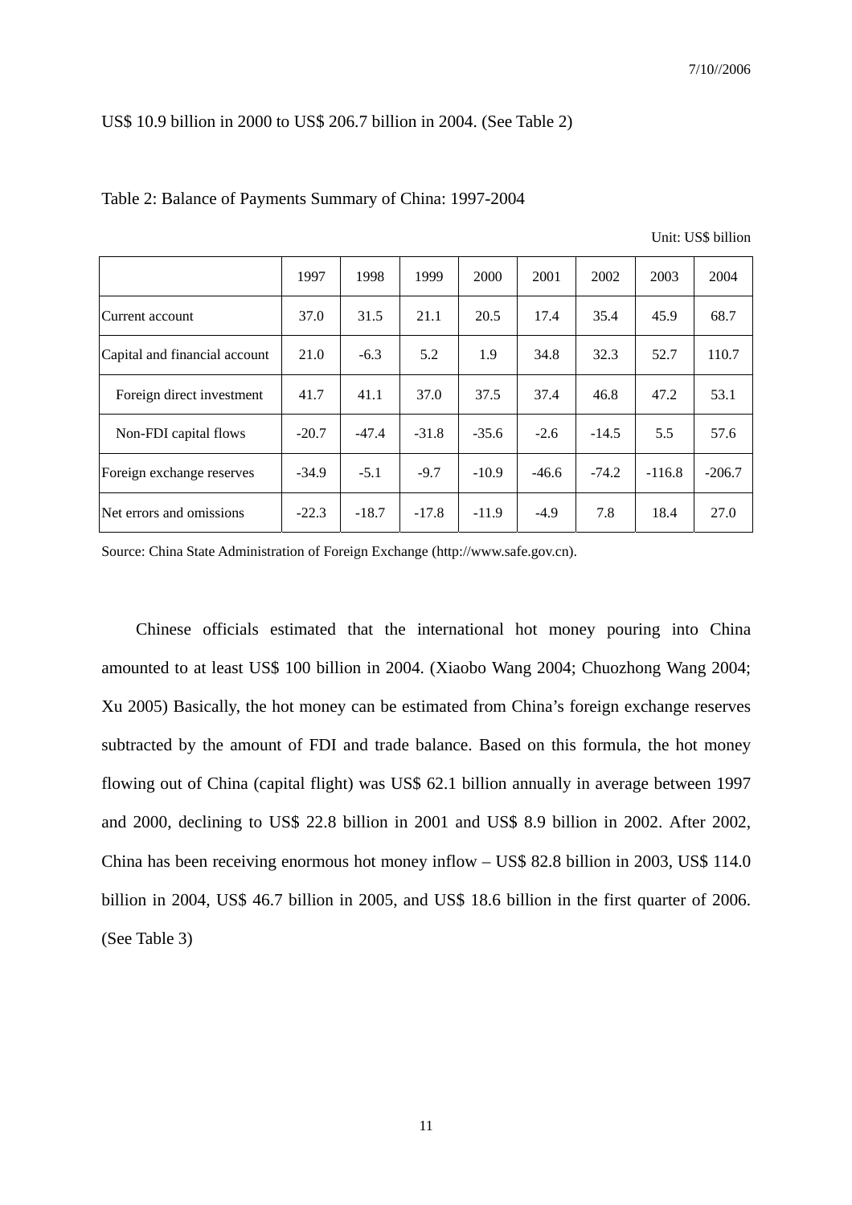US$ 10.9 billion in 2000 to US$ 206.7 billion in 2004. (See Table 2)

Table 2: Balance of Payments Summary of China: 1997-2004

Unit: US$ billion

| | 1997 | 1998 | 1999 | 2000 | 2001 | 2002 | 2003 | 2004 |
|---|---|---|---|---|---|---|---|---|
| Current account | 37.0 | 31.5 | 21.1 | 20.5 | 17.4 | 35.4 | 45.9 | 68.7 |
| Capital and financial account | 21.0 | -6.3 | 5.2 | 1.9 | 34.8 | 32.3 | 52.7 | 110.7 |
| Foreign direct investment | 41.7 | 41.1 | 37.0 | 37.5 | 37.4 | 46.8 | 47.2 | 53.1 |
| Non-FDI capital flows | -20.7 | -47.4 | -31.8 | -35.6 | -2.6 | -14.5 | 5.5 | 57.6 |
| Foreign exchange reserves | -34.9 | -5.1 | -9.7 | -10.9 | -46.6 | -74.2 | -116.8 | -206.7 |
| Net errors and omissions | -22.3 | -18.7 | -17.8 | -11.9 | -4.9 | 7.8 | 18.4 | 27.0 |

Source: China State Administration of Foreign Exchange (http://www.safe.gov.cn).

Chinese officials estimated that the international hot money pouring into China amounted to at least US$ 100 billion in 2004. (Xiaobo Wang 2004; Chuozhong Wang 2004; Xu 2005) Basically, the hot money can be estimated from China's foreign exchange reserves subtracted by the amount of FDI and trade balance. Based on this formula, the hot money flowing out of China (capital flight) was US$ 62.1 billion annually in average between 1997 and 2000, declining to US$ 22.8 billion in 2001 and US$ 8.9 billion in 2002. After 2002, China has been receiving enormous hot money inflow – US$ 82.8 billion in 2003, US$ 114.0 billion in 2004, US$ 46.7 billion in 2005, and US$ 18.6 billion in the first quarter of 2006. (See Table 3)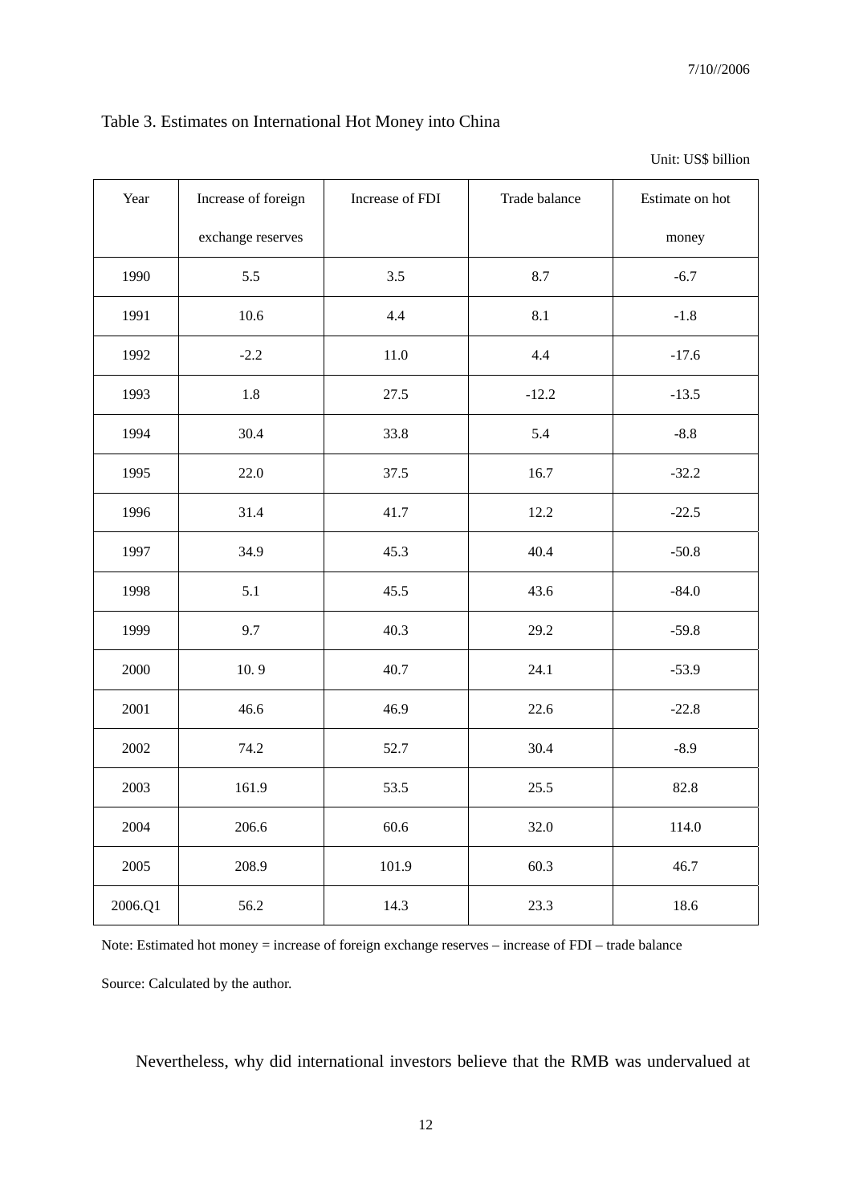Table 3. Estimates on International Hot Money into China

Unit: US$ billion

| Year | Increase of foreign exchange reserves | Increase of FDI | Trade balance | Estimate on hot money |
|---|---|---|---|---|
| 1990 | 5.5 | 3.5 | 8.7 | -6.7 |
| 1991 | 10.6 | 4.4 | 8.1 | -1.8 |
| 1992 | -2.2 | 11.0 | 4.4 | -17.6 |
| 1993 | 1.8 | 27.5 | -12.2 | -13.5 |
| 1994 | 30.4 | 33.8 | 5.4 | -8.8 |
| 1995 | 22.0 | 37.5 | 16.7 | -32.2 |
| 1996 | 31.4 | 41.7 | 12.2 | -22.5 |
| 1997 | 34.9 | 45.3 | 40.4 | -50.8 |
| 1998 | 5.1 | 45.5 | 43.6 | -84.0 |
| 1999 | 9.7 | 40.3 | 29.2 | -59.8 |
| 2000 | 10. 9 | 40.7 | 24.1 | -53.9 |
| 2001 | 46.6 | 46.9 | 22.6 | -22.8 |
| 2002 | 74.2 | 52.7 | 30.4 | -8.9 |
| 2003 | 161.9 | 53.5 | 25.5 | 82.8 |
| 2004 | 206.6 | 60.6 | 32.0 | 114.0 |
| 2005 | 208.9 | 101.9 | 60.3 | 46.7 |
| 2006.Q1 | 56.2 | 14.3 | 23.3 | 18.6 |

Note: Estimated hot money = increase of foreign exchange reserves – increase of FDI – trade balance

Source: Calculated by the author.

Nevertheless, why did international investors believe that the RMB was undervalued at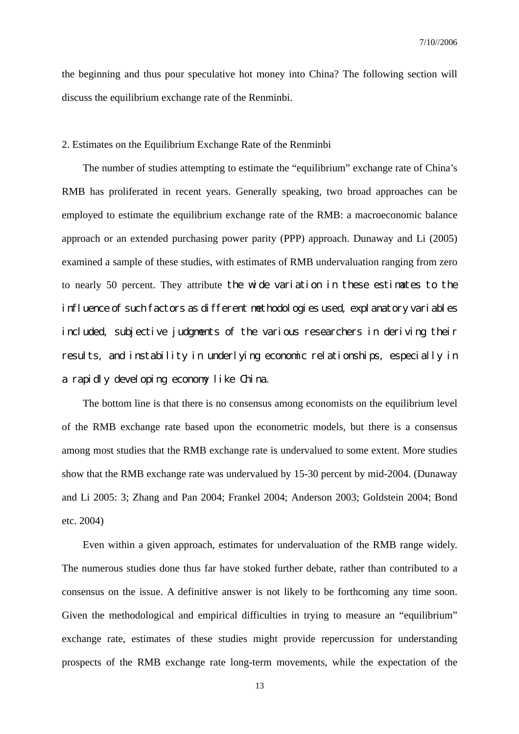the beginning and thus pour speculative hot money into China? The following section will discuss the equilibrium exchange rate of the Renminbi.

## 2. Estimates on the Equilibrium Exchange Rate of the Renminbi

The number of studies attempting to estimate the "equilibrium" exchange rate of China's RMB has proliferated in recent years. Generally speaking, two broad approaches can be employed to estimate the equilibrium exchange rate of the RMB: a macroeconomic balance approach or an extended purchasing power parity (PPP) approach. Dunaway and Li (2005) examined a sample of these studies, with estimates of RMB undervaluation ranging from zero to nearly 50 percent. They attribute the wide variation in these estimates to the influence of such factors as different methodologies used, explanatory variables included, subjective judgments of the various researchers in deriving their results, and instability in underlying economic relationships, especially in a rapidly developing economy like China.

The bottom line is that there is no consensus among economists on the equilibrium level of the RMB exchange rate based upon the econometric models, but there is a consensus among most studies that the RMB exchange rate is undervalued to some extent. More studies show that the RMB exchange rate was undervalued by 15-30 percent by mid-2004. (Dunaway and Li 2005: 3; Zhang and Pan 2004; Frankel 2004; Anderson 2003; Goldstein 2004; Bond etc. 2004)

Even within a given approach, estimates for undervaluation of the RMB range widely. The numerous studies done thus far have stoked further debate, rather than contributed to a consensus on the issue. A definitive answer is not likely to be forthcoming any time soon. Given the methodological and empirical difficulties in trying to measure an "equilibrium" exchange rate, estimates of these studies might provide repercussion for understanding prospects of the RMB exchange rate long-term movements, while the expectation of the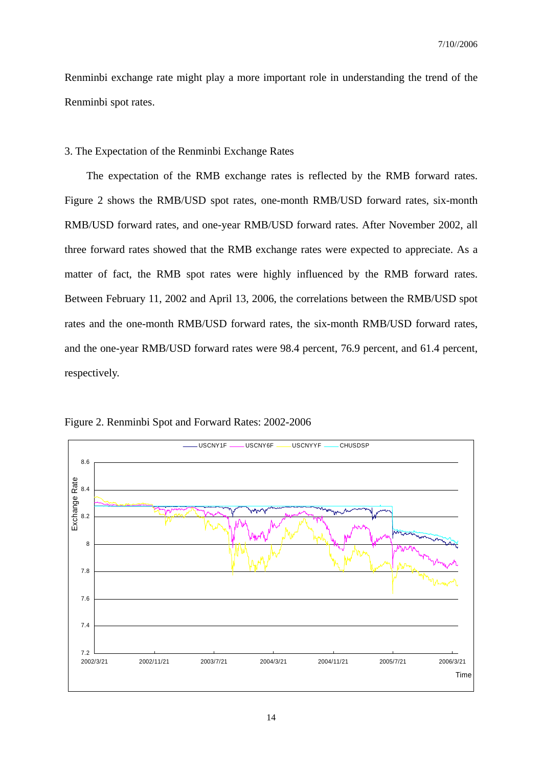Renminbi exchange rate might play a more important role in understanding the trend of the Renminbi spot rates.

## 3. The Expectation of the Renminbi Exchange Rates

The expectation of the RMB exchange rates is reflected by the RMB forward rates. Figure 2 shows the RMB/USD spot rates, one-month RMB/USD forward rates, six-month RMB/USD forward rates, and one-year RMB/USD forward rates. After November 2002, all three forward rates showed that the RMB exchange rates were expected to appreciate. As a matter of fact, the RMB spot rates were highly influenced by the RMB forward rates. Between February 11, 2002 and April 13, 2006, the correlations between the RMB/USD spot rates and the one-month RMB/USD forward rates, the six-month RMB/USD forward rates, and the one-year RMB/USD forward rates were 98.4 percent, 76.9 percent, and 61.4 percent, respectively.

Figure 2. Renminbi Spot and Forward Rates: 2002-2006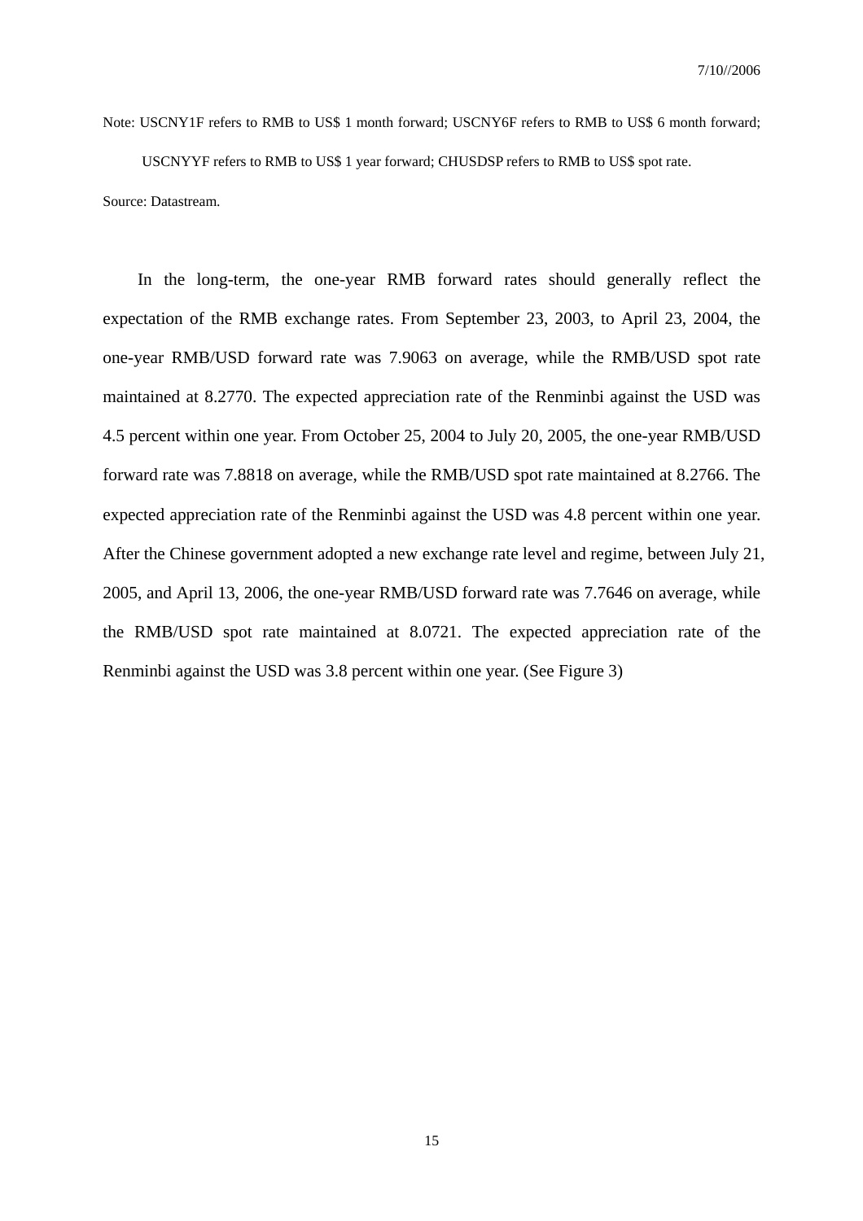Note: USCNY1F refers to RMB to US$ 1 month forward; USCNY6F refers to RMB to US$ 6 month forward; USCNYYF refers to RMB to US$ 1 year forward; CHUSDSP refers to RMB to US$ spot rate.

Source: Datastream.

In the long-term, the one-year RMB forward rates should generally reflect the expectation of the RMB exchange rates. From September 23, 2003, to April 23, 2004, the one-year RMB/USD forward rate was 7.9063 on average, while the RMB/USD spot rate maintained at 8.2770. The expected appreciation rate of the Renminbi against the USD was 4.5 percent within one year. From October 25, 2004 to July 20, 2005, the one-year RMB/USD forward rate was 7.8818 on average, while the RMB/USD spot rate maintained at 8.2766. The expected appreciation rate of the Renminbi against the USD was 4.8 percent within one year. After the Chinese government adopted a new exchange rate level and regime, between July 21, 2005, and April 13, 2006, the one-year RMB/USD forward rate was 7.7646 on average, while the RMB/USD spot rate maintained at 8.0721. The expected appreciation rate of the Renminbi against the USD was 3.8 percent within one year. (See Figure 3)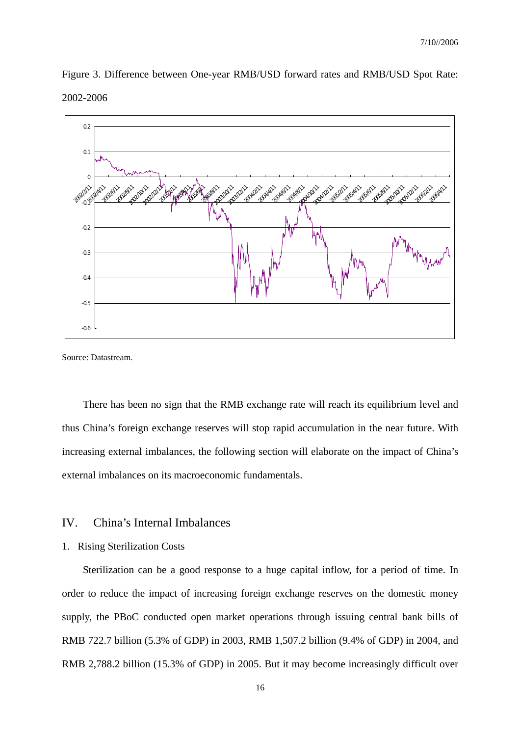Figure 3. Difference between One-year RMB/USD forward rates and RMB/USD Spot Rate: 2002-2006

Source: Datastream.

There has been no sign that the RMB exchange rate will reach its equilibrium level and thus China's foreign exchange reserves will stop rapid accumulation in the near future. With increasing external imbalances, the following section will elaborate on the impact of China's external imbalances on its macroeconomic fundamentals.

## IV. China's Internal Imbalances

### 1. Rising Sterilization Costs

Sterilization can be a good response to a huge capital inflow, for a period of time. In order to reduce the impact of increasing foreign exchange reserves on the domestic money supply, the PBoC conducted open market operations through issuing central bank bills of RMB 722.7 billion (5.3% of GDP) in 2003, RMB 1,507.2 billion (9.4% of GDP) in 2004, and RMB 2,788.2 billion (15.3% of GDP) in 2005. But it may become increasingly difficult over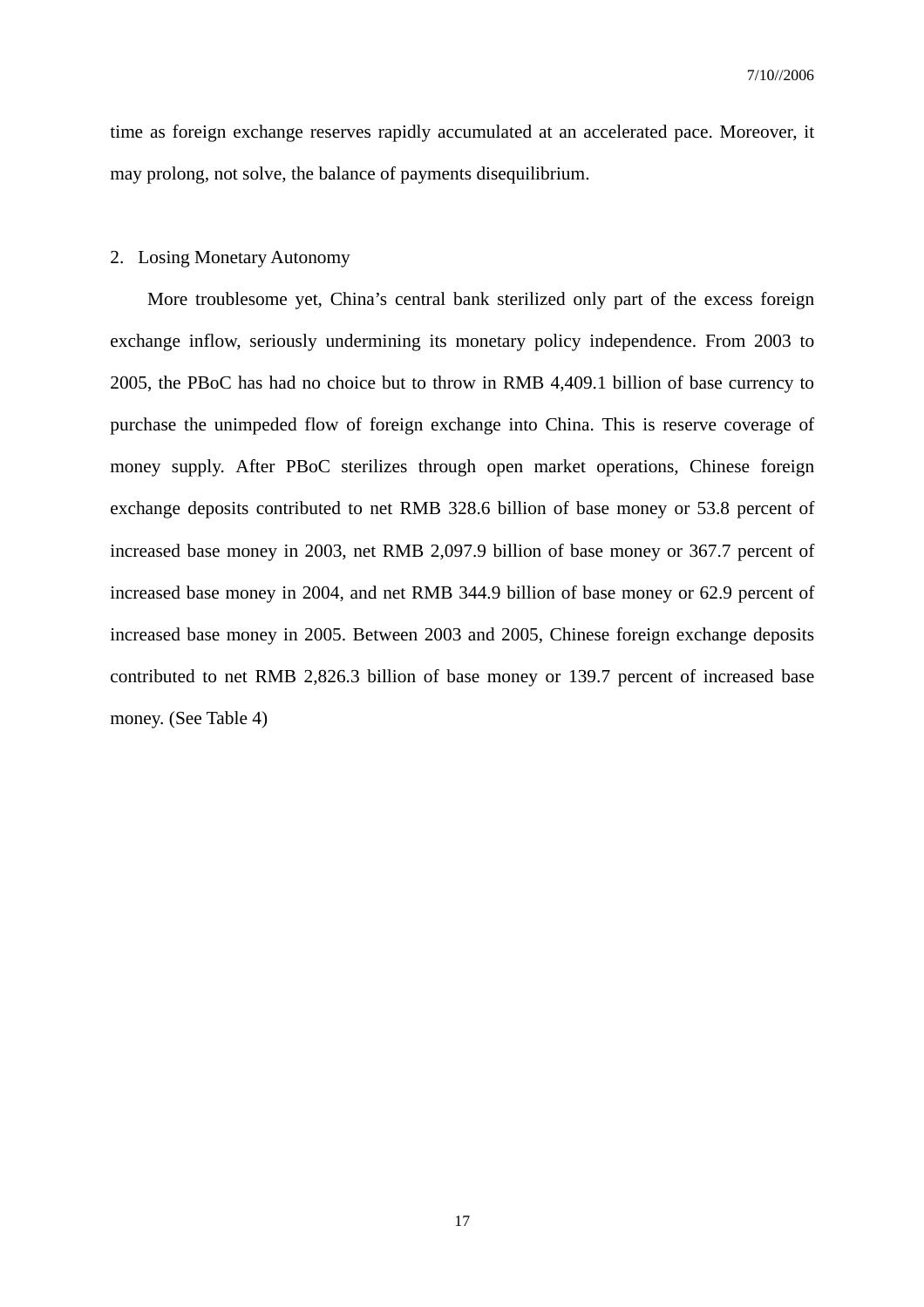time as foreign exchange reserves rapidly accumulated at an accelerated pace. Moreover, it may prolong, not solve, the balance of payments disequilibrium.

2. Losing Monetary Autonomy

More troublesome yet, China's central bank sterilized only part of the excess foreign exchange inflow, seriously undermining its monetary policy independence. From 2003 to 2005, the PBoC has had no choice but to throw in RMB 4,409.1 billion of base currency to purchase the unimpeded flow of foreign exchange into China. This is reserve coverage of money supply. After PBoC sterilizes through open market operations, Chinese foreign exchange deposits contributed to net RMB 328.6 billion of base money or 53.8 percent of increased base money in 2003, net RMB 2,097.9 billion of base money or 367.7 percent of increased base money in 2004, and net RMB 344.9 billion of base money or 62.9 percent of increased base money in 2005. Between 2003 and 2005, Chinese foreign exchange deposits contributed to net RMB 2,826.3 billion of base money or 139.7 percent of increased base money. (See Table 4)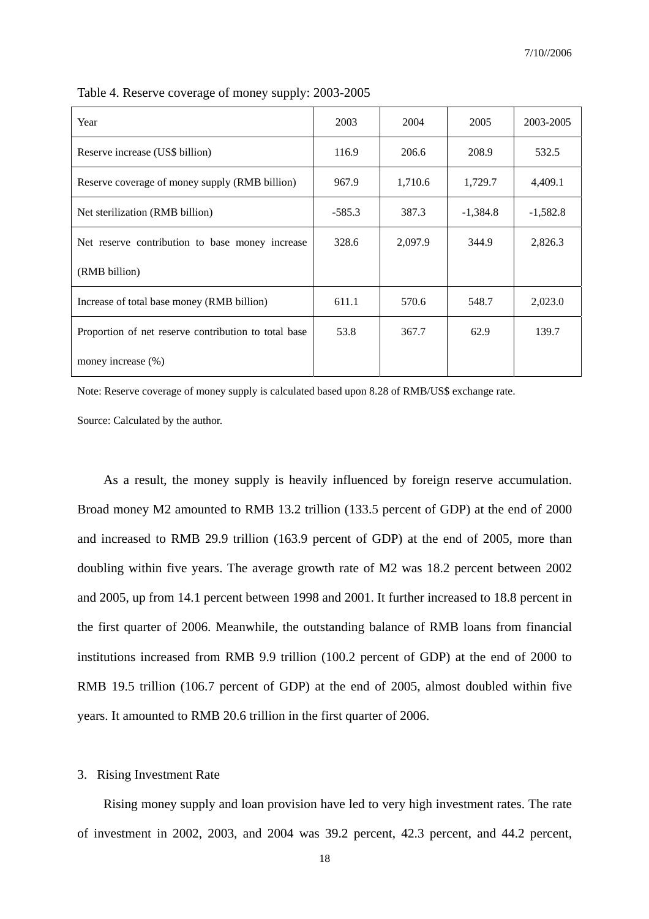Table 4. Reserve coverage of money supply: 2003-2005

| Year | 2003 | 2004 | 2005 | 2003-2005 |
|---|---|---|---|---|
| Reserve increase (US$ billion) | 116.9 | 206.6 | 208.9 | 532.5 |
| Reserve coverage of money supply (RMB billion) | 967.9 | 1,710.6 | 1,729.7 | 4,409.1 |
| Net sterilization (RMB billion) | -585.3 | 387.3 | -1,384.8 | -1,582.8 |
| Net reserve contribution to base money increase (RMB billion) | 328.6 | 2,097.9 | 344.9 | 2,826.3 |
| Increase of total base money (RMB billion) | 611.1 | 570.6 | 548.7 | 2,023.0 |
| Proportion of net reserve contribution to total base money increase (%) | 53.8 | 367.7 | 62.9 | 139.7 |

Note: Reserve coverage of money supply is calculated based upon 8.28 of RMB/US$ exchange rate.

Source: Calculated by the author.

As a result, the money supply is heavily influenced by foreign reserve accumulation. Broad money M2 amounted to RMB 13.2 trillion (133.5 percent of GDP) at the end of 2000 and increased to RMB 29.9 trillion (163.9 percent of GDP) at the end of 2005, more than doubling within five years. The average growth rate of M2 was 18.2 percent between 2002 and 2005, up from 14.1 percent between 1998 and 2001. It further increased to 18.8 percent in the first quarter of 2006. Meanwhile, the outstanding balance of RMB loans from financial institutions increased from RMB 9.9 trillion (100.2 percent of GDP) at the end of 2000 to RMB 19.5 trillion (106.7 percent of GDP) at the end of 2005, almost doubled within five years. It amounted to RMB 20.6 trillion in the first quarter of 2006.

## 3. Rising Investment Rate

Rising money supply and loan provision have led to very high investment rates. The rate of investment in 2002, 2003, and 2004 was 39.2 percent, 42.3 percent, and 44.2 percent,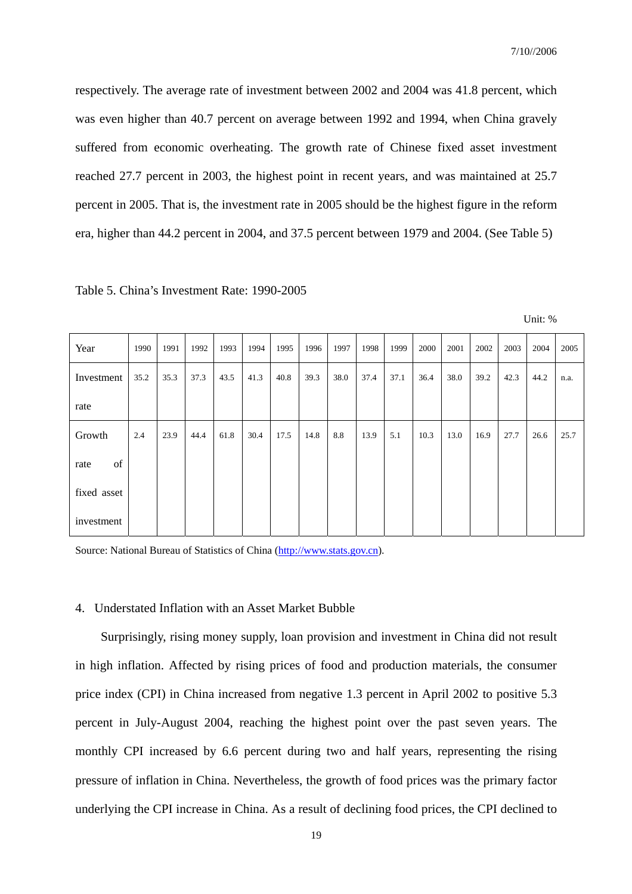respectively. The average rate of investment between 2002 and 2004 was 41.8 percent, which was even higher than 40.7 percent on average between 1992 and 1994, when China gravely suffered from economic overheating. The growth rate of Chinese fixed asset investment reached 27.7 percent in 2003, the highest point in recent years, and was maintained at 25.7 percent in 2005. That is, the investment rate in 2005 should be the highest figure in the reform era, higher than 44.2 percent in 2004, and 37.5 percent between 1979 and 2004. (See Table 5)

Table 5. China's Investment Rate: 1990-2005

Unit: %

| Year | 1990 | 1991 | 1992 | 1993 | 1994 | 1995 | 1996 | 1997 | 1998 | 1999 | 2000 | 2001 | 2002 | 2003 | 2004 | 2005 |
|---|---|---|---|---|---|---|---|---|---|---|---|---|---|---|---|---|
| Investment rate | 35.2 | 35.3 | 37.3 | 43.5 | 41.3 | 40.8 | 39.3 | 38.0 | 37.4 | 37.1 | 36.4 | 38.0 | 39.2 | 42.3 | 44.2 | n.a. |
| Growth rate of fixed asset investment | 2.4 | 23.9 | 44.4 | 61.8 | 30.4 | 17.5 | 14.8 | 8.8 | 13.9 | 5.1 | 10.3 | 13.0 | 16.9 | 27.7 | 26.6 | 25.7 |

Source: National Bureau of Statistics of China (http://www.stats.gov.cn).

## 4. Understated Inflation with an Asset Market Bubble

Surprisingly, rising money supply, loan provision and investment in China did not result in high inflation. Affected by rising prices of food and production materials, the consumer price index (CPI) in China increased from negative 1.3 percent in April 2002 to positive 5.3 percent in July-August 2004, reaching the highest point over the past seven years. The monthly CPI increased by 6.6 percent during two and half years, representing the rising pressure of inflation in China. Nevertheless, the growth of food prices was the primary factor underlying the CPI increase in China. As a result of declining food prices, the CPI declined to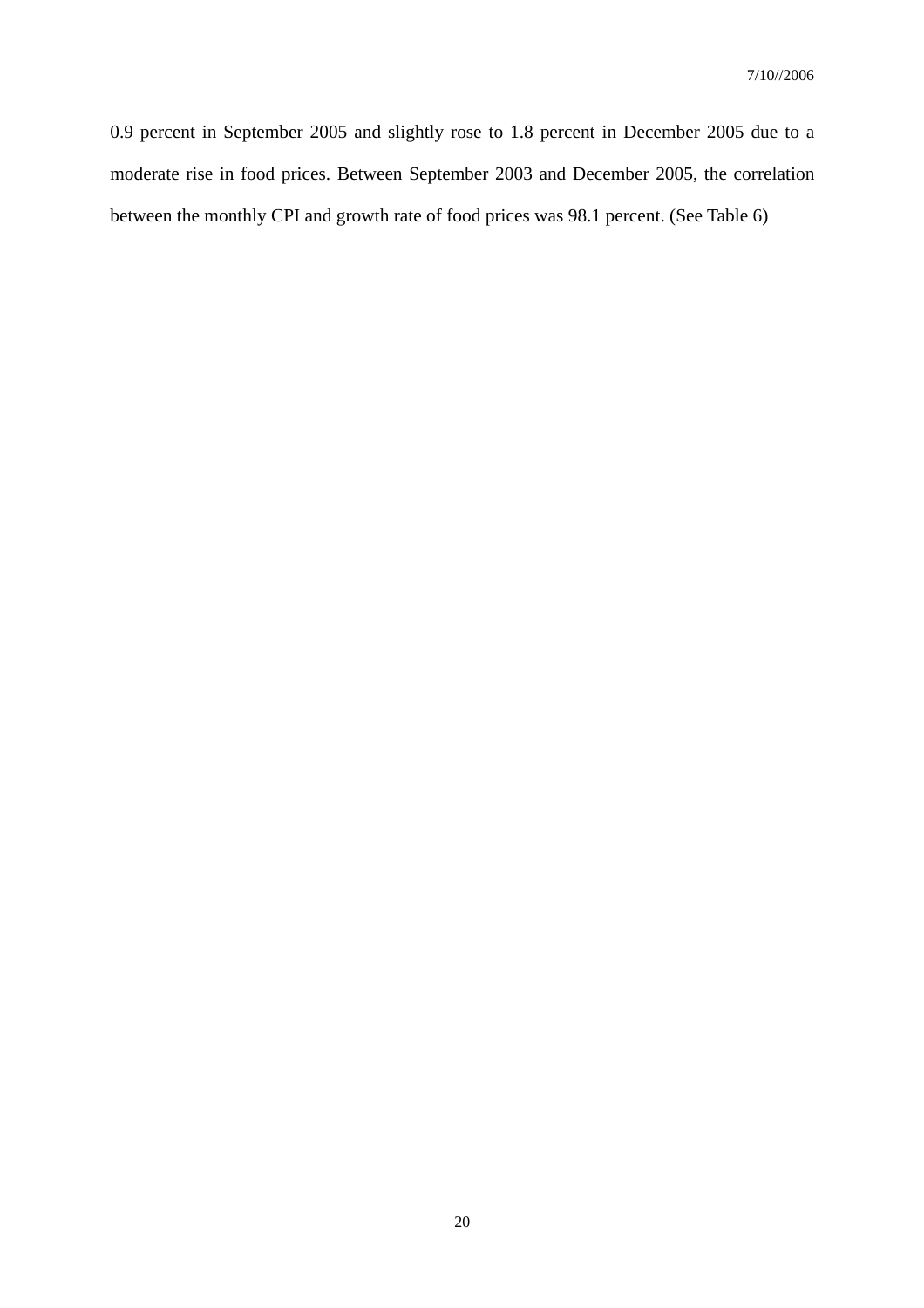0.9 percent in September 2005 and slightly rose to 1.8 percent in December 2005 due to a moderate rise in food prices. Between September 2003 and December 2005, the correlation between the monthly CPI and growth rate of food prices was 98.1 percent. (See Table 6)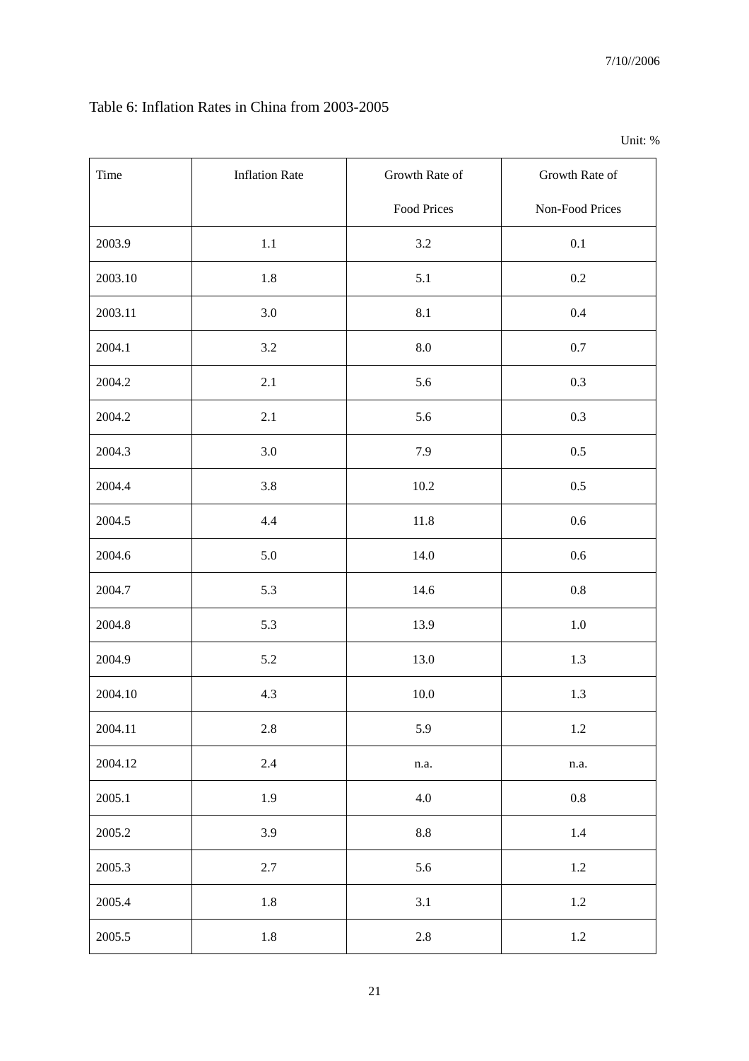Table 6: Inflation Rates in China from 2003-2005

Unit: %

| Time | Inflation Rate | Growth Rate of Food Prices | Growth Rate of Non-Food Prices |
|---|---|---|---|
| 2003.9 | 1.1 | 3.2 | 0.1 |
| 2003.10 | 1.8 | 5.1 | 0.2 |
| 2003.11 | 3.0 | 8.1 | 0.4 |
| 2004.1 | 3.2 | 8.0 | 0.7 |
| 2004.2 | 2.1 | 5.6 | 0.3 |
| 2004.2 | 2.1 | 5.6 | 0.3 |
| 2004.3 | 3.0 | 7.9 | 0.5 |
| 2004.4 | 3.8 | 10.2 | 0.5 |
| 2004.5 | 4.4 | 11.8 | 0.6 |
| 2004.6 | 5.0 | 14.0 | 0.6 |
| 2004.7 | 5.3 | 14.6 | 0.8 |
| 2004.8 | 5.3 | 13.9 | 1.0 |
| 2004.9 | 5.2 | 13.0 | 1.3 |
| 2004.10 | 4.3 | 10.0 | 1.3 |
| 2004.11 | 2.8 | 5.9 | 1.2 |
| 2004.12 | 2.4 | n.a. | n.a. |
| 2005.1 | 1.9 | 4.0 | 0.8 |
| 2005.2 | 3.9 | 8.8 | 1.4 |
| 2005.3 | 2.7 | 5.6 | 1.2 |
| 2005.4 | 1.8 | 3.1 | 1.2 |
| 2005.5 | 1.8 | 2.8 | 1.2 |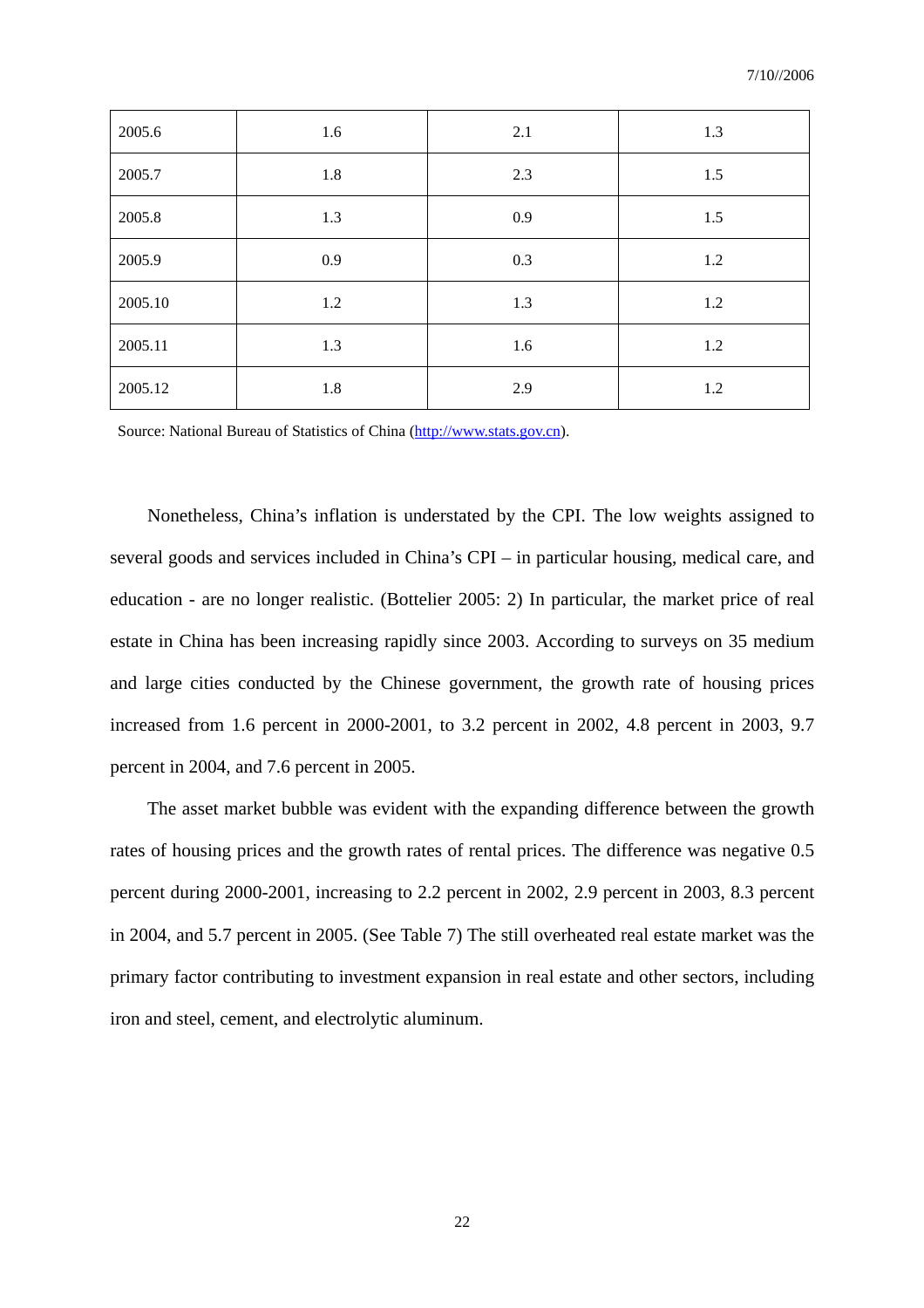| 2005.6 | 1.6 | 2.1 | 1.3 |
|---|---|---|---|
| 2005.7 | 1.8 | 2.3 | 1.5 |
| 2005.8 | 1.3 | 0.9 | 1.5 |
| 2005.9 | 0.9 | 0.3 | 1.2 |
| 2005.10 | 1.2 | 1.3 | 1.2 |
| 2005.11 | 1.3 | 1.6 | 1.2 |
| 2005.12 | 1.8 | 2.9 | 1.2 |

Source: National Bureau of Statistics of China (http://www.stats.gov.cn).

Nonetheless, China's inflation is understated by the CPI. The low weights assigned to several goods and services included in China's CPI – in particular housing, medical care, and education - are no longer realistic. (Bottelier 2005: 2) In particular, the market price of real estate in China has been increasing rapidly since 2003. According to surveys on 35 medium and large cities conducted by the Chinese government, the growth rate of housing prices increased from 1.6 percent in 2000-2001, to 3.2 percent in 2002, 4.8 percent in 2003, 9.7 percent in 2004, and 7.6 percent in 2005.

The asset market bubble was evident with the expanding difference between the growth rates of housing prices and the growth rates of rental prices. The difference was negative 0.5 percent during 2000-2001, increasing to 2.2 percent in 2002, 2.9 percent in 2003, 8.3 percent in 2004, and 5.7 percent in 2005. (See Table 7) The still overheated real estate market was the primary factor contributing to investment expansion in real estate and other sectors, including iron and steel, cement, and electrolytic aluminum.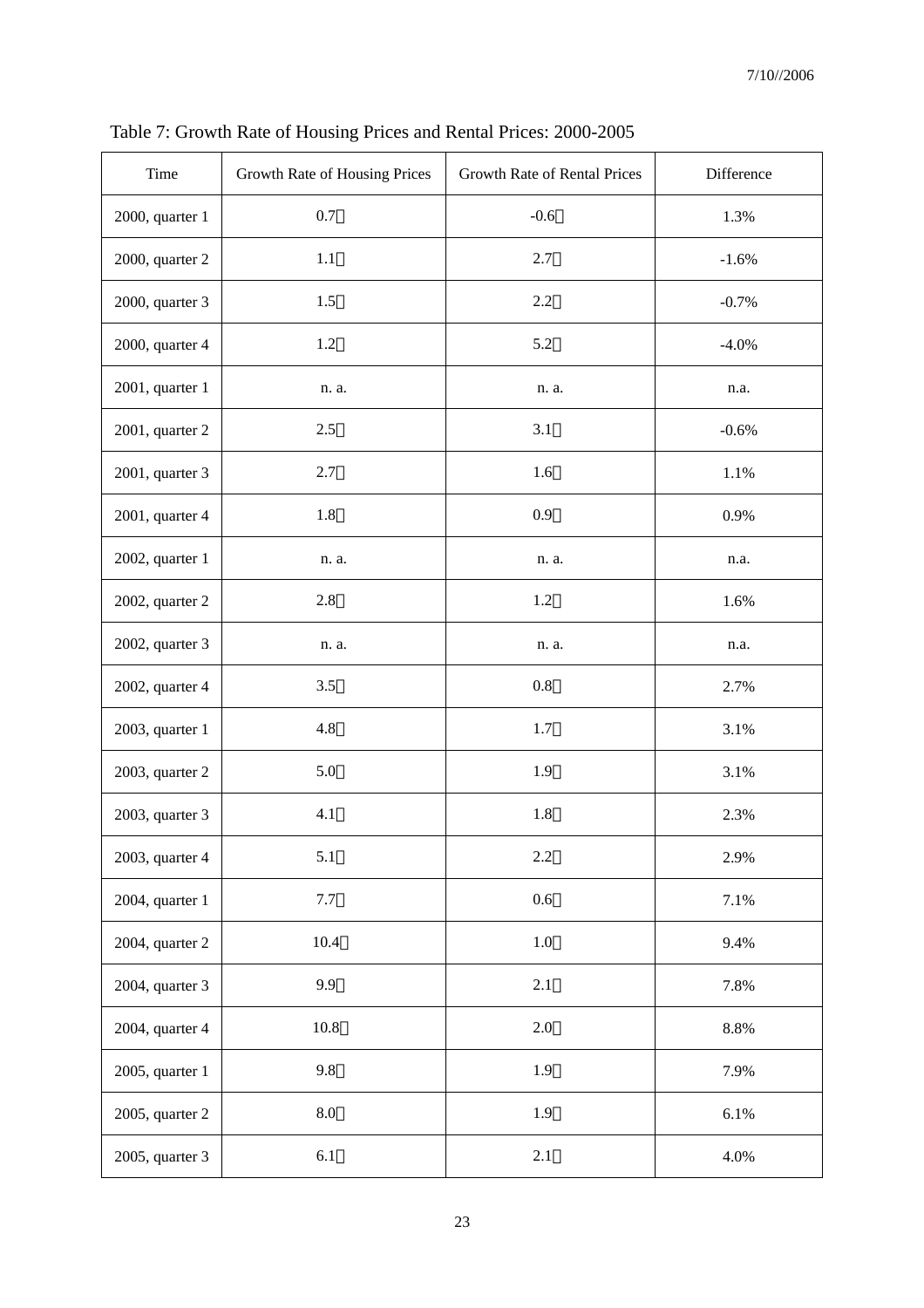Table 7: Growth Rate of Housing Prices and Rental Prices: 2000-2005

| Time | Growth Rate of Housing Prices | Growth Rate of Rental Prices | Difference |
|---|---|---|---|
| 2000, quarter 1 | 0.7 | -0.6 | 1.3% |
| 2000, quarter 2 | 1.1 | 2.7 | -1.6% |
| 2000, quarter 3 | 1.5 | 2.2 | -0.7% |
| 2000, quarter 4 | 1.2 | 5.2 | -4.0% |
| 2001, quarter 1 | n. a. | n. a. | n.a. |
| 2001, quarter 2 | 2.5 | 3.1 | -0.6% |
| 2001, quarter 3 | 2.7 | 1.6 | 1.1% |
| 2001, quarter 4 | 1.8 | 0.9 | 0.9% |
| 2002, quarter 1 | n. a. | n. a. | n.a. |
| 2002, quarter 2 | 2.8 | 1.2 | 1.6% |
| 2002, quarter 3 | n. a. | n. a. | n.a. |
| 2002, quarter 4 | 3.5 | 0.8 | 2.7% |
| 2003, quarter 1 | 4.8 | 1.7 | 3.1% |
| 2003, quarter 2 | 5.0 | 1.9 | 3.1% |
| 2003, quarter 3 | 4.1 | 1.8 | 2.3% |
| 2003, quarter 4 | 5.1 | 2.2 | 2.9% |
| 2004, quarter 1 | 7.7 | 0.6 | 7.1% |
| 2004, quarter 2 | 10.4 | 1.0 | 9.4% |
| 2004, quarter 3 | 9.9 | 2.1 | 7.8% |
| 2004, quarter 4 | 10.8 | 2.0 | 8.8% |
| 2005, quarter 1 | 9.8 | 1.9 | 7.9% |
| 2005, quarter 2 | 8.0 | 1.9 | 6.1% |
| 2005, quarter 3 | 6.1 | 2.1 | 4.0% |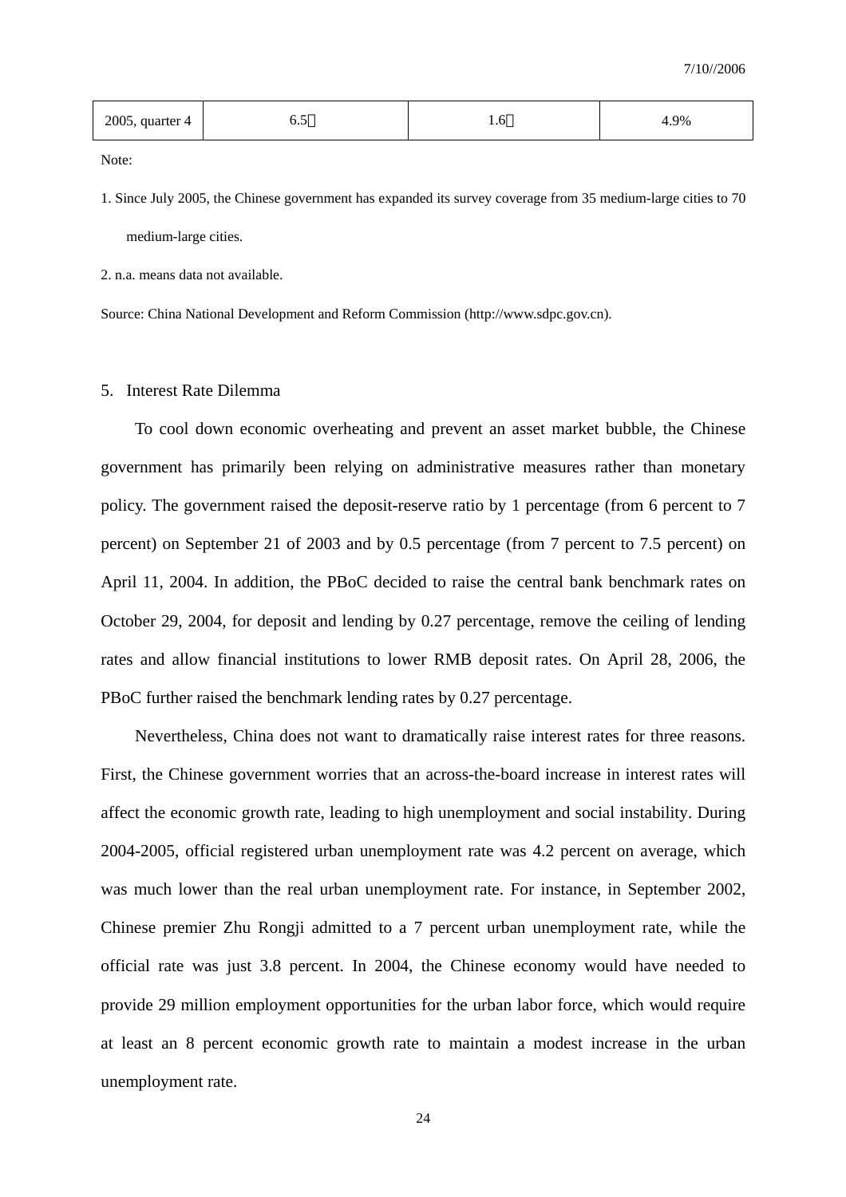| 2005, quarter 4 | 6.5％ | 1.6％ | 4.9% |
|---|---|---|---|

Note:

1. Since July 2005, the Chinese government has expanded its survey coverage from 35 medium-large cities to 70 medium-large cities.

2. n.a. means data not available.

Source: China National Development and Reform Commission (http://www.sdpc.gov.cn).

## 5. Interest Rate Dilemma

To cool down economic overheating and prevent an asset market bubble, the Chinese government has primarily been relying on administrative measures rather than monetary policy. The government raised the deposit-reserve ratio by 1 percentage (from 6 percent to 7 percent) on September 21 of 2003 and by 0.5 percentage (from 7 percent to 7.5 percent) on April 11, 2004. In addition, the PBoC decided to raise the central bank benchmark rates on October 29, 2004, for deposit and lending by 0.27 percentage, remove the ceiling of lending rates and allow financial institutions to lower RMB deposit rates. On April 28, 2006, the PBoC further raised the benchmark lending rates by 0.27 percentage.

Nevertheless, China does not want to dramatically raise interest rates for three reasons. First, the Chinese government worries that an across-the-board increase in interest rates will affect the economic growth rate, leading to high unemployment and social instability. During 2004-2005, official registered urban unemployment rate was 4.2 percent on average, which was much lower than the real urban unemployment rate. For instance, in September 2002, Chinese premier Zhu Rongji admitted to a 7 percent urban unemployment rate, while the official rate was just 3.8 percent. In 2004, the Chinese economy would have needed to provide 29 million employment opportunities for the urban labor force, which would require at least an 8 percent economic growth rate to maintain a modest increase in the urban unemployment rate.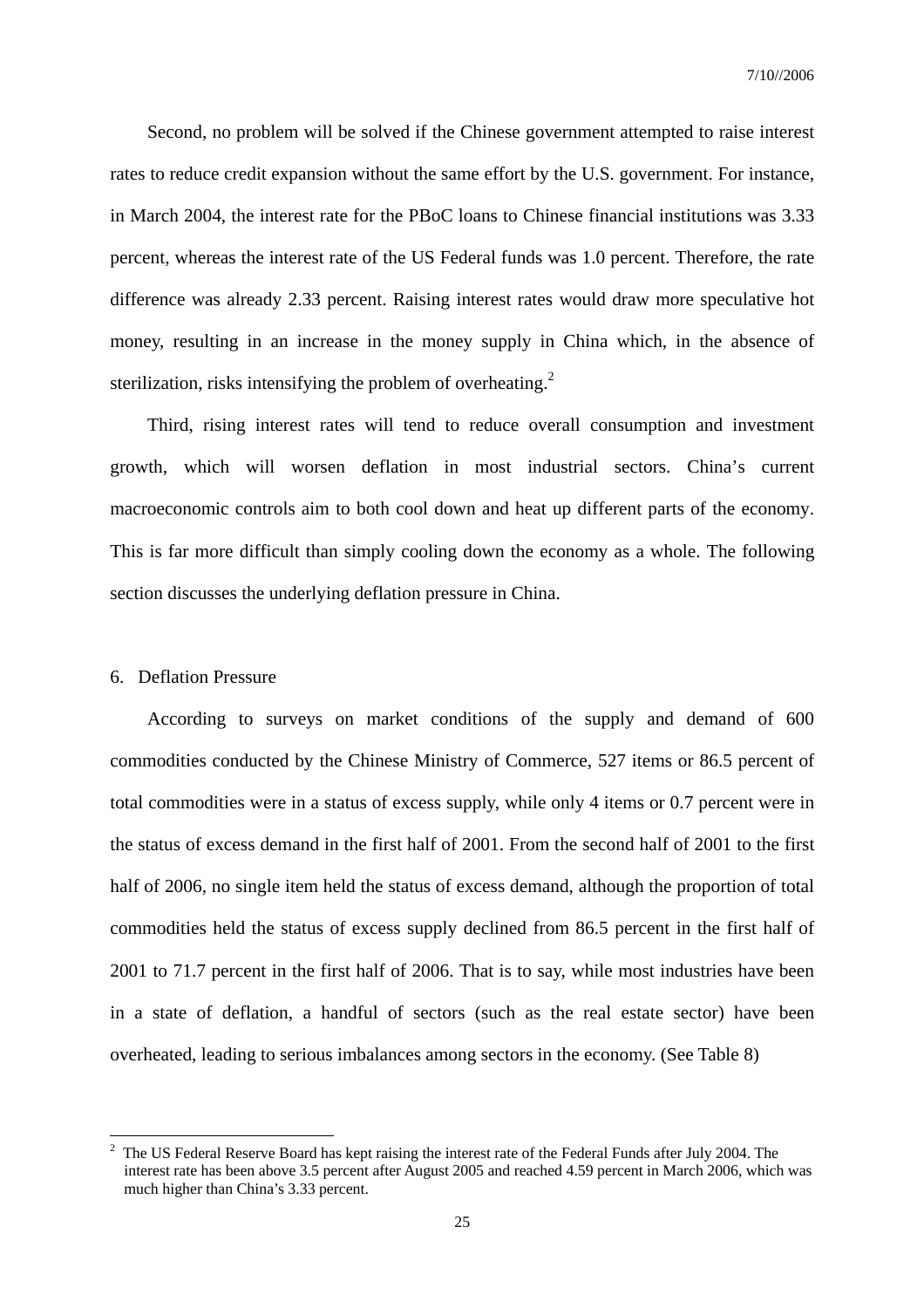Second, no problem will be solved if the Chinese government attempted to raise interest rates to reduce credit expansion without the same effort by the U.S. government. For instance, in March 2004, the interest rate for the PBoC loans to Chinese financial institutions was 3.33 percent, whereas the interest rate of the US Federal funds was 1.0 percent. Therefore, the rate difference was already 2.33 percent. Raising interest rates would draw more speculative hot money, resulting in an increase in the money supply in China which, in the absence of sterilization, risks intensifying the problem of overheating.[2]

Third, rising interest rates will tend to reduce overall consumption and investment growth, which will worsen deflation in most industrial sectors. China's current macroeconomic controls aim to both cool down and heat up different parts of the economy. This is far more difficult than simply cooling down the economy as a whole. The following section discusses the underlying deflation pressure in China.

## 6. Deflation Pressure

According to surveys on market conditions of the supply and demand of 600 commodities conducted by the Chinese Ministry of Commerce, 527 items or 86.5 percent of total commodities were in a status of excess supply, while only 4 items or 0.7 percent were in the status of excess demand in the first half of 2001. From the second half of 2001 to the first half of 2006, no single item held the status of excess demand, although the proportion of total commodities held the status of excess supply declined from 86.5 percent in the first half of 2001 to 71.7 percent in the first half of 2006. That is to say, while most industries have been in a state of deflation, a handful of sectors (such as the real estate sector) have been overheated, leading to serious imbalances among sectors in the economy. (See Table 8)

---

[2] The US Federal Reserve Board has kept raising the interest rate of the Federal Funds after July 2004. The interest rate has been above 3.5 percent after August 2005 and reached 4.59 percent in March 2006, which was much higher than China's 3.33 percent.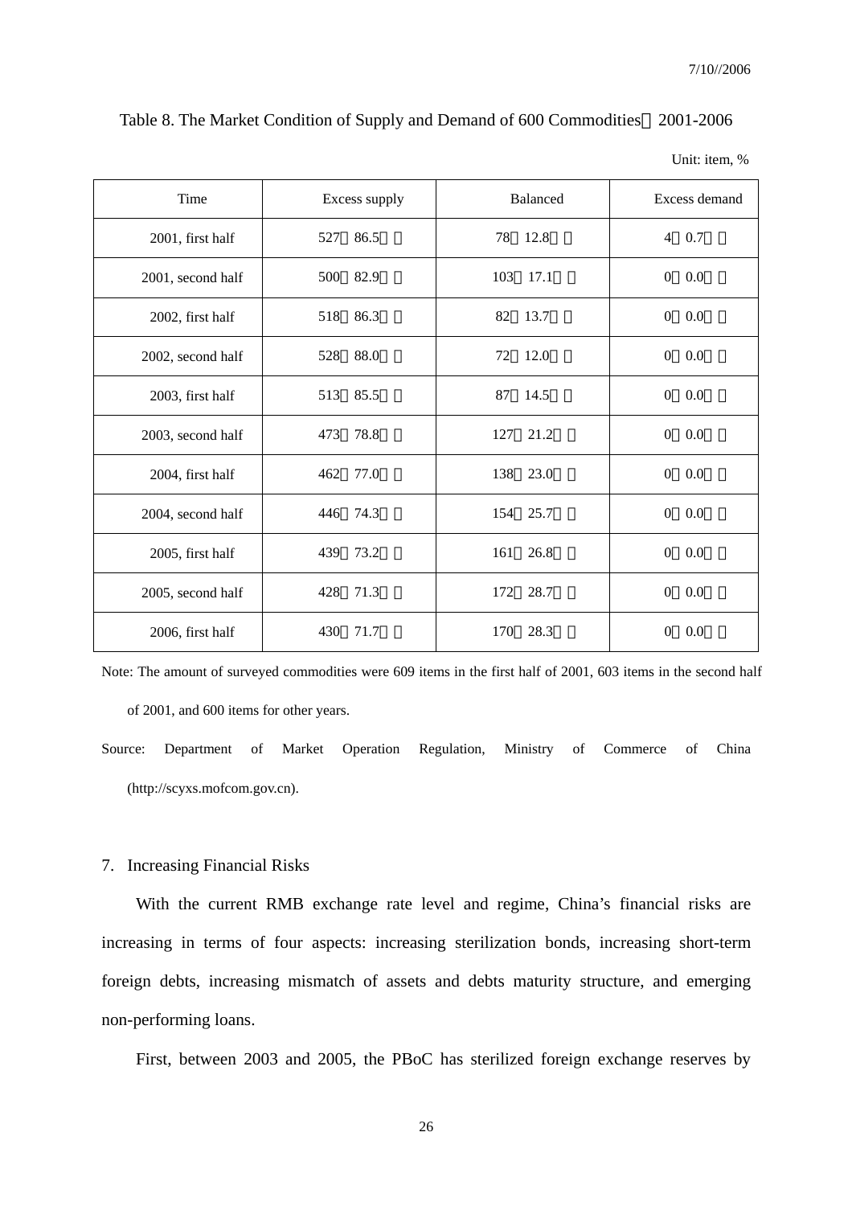Table 8. The Market Condition of Supply and Demand of 600 Commodities：2001-2006

Unit: item, %

| Time | Excess supply | Balanced | Excess demand |
|---|---|---|---|
| 2001, first half | 527（86.5%） | 78（12.8%） | 4（0.7%） |
| 2001, second half | 500（82.9%） | 103（17.1%） | 0（0.0%） |
| 2002, first half | 518（86.3%） | 82（13.7%） | 0（0.0%） |
| 2002, second half | 528（88.0%） | 72（12.0%） | 0（0.0%） |
| 2003, first half | 513（85.5%） | 87（14.5%） | 0（0.0%） |
| 2003, second half | 473（78.8%） | 127（21.2%） | 0（0.0%） |
| 2004, first half | 462（77.0%） | 138（23.0%） | 0（0.0%） |
| 2004, second half | 446（74.3%） | 154（25.7%） | 0（0.0%） |
| 2005, first half | 439（73.2%） | 161（26.8%） | 0（0.0%） |
| 2005, second half | 428（71.3%） | 172（28.7%） | 0（0.0%） |
| 2006, first half | 430（71.7%） | 170（28.3%） | 0（0.0%） |

Note: The amount of surveyed commodities were 609 items in the first half of 2001, 603 items in the second half of 2001, and 600 items for other years.

Source: Department of Market Operation Regulation, Ministry of Commerce of China (http://scyxs.mofcom.gov.cn).

## 7. Increasing Financial Risks

With the current RMB exchange rate level and regime, China's financial risks are increasing in terms of four aspects: increasing sterilization bonds, increasing short-term foreign debts, increasing mismatch of assets and debts maturity structure, and emerging non-performing loans.

First, between 2003 and 2005, the PBoC has sterilized foreign exchange reserves by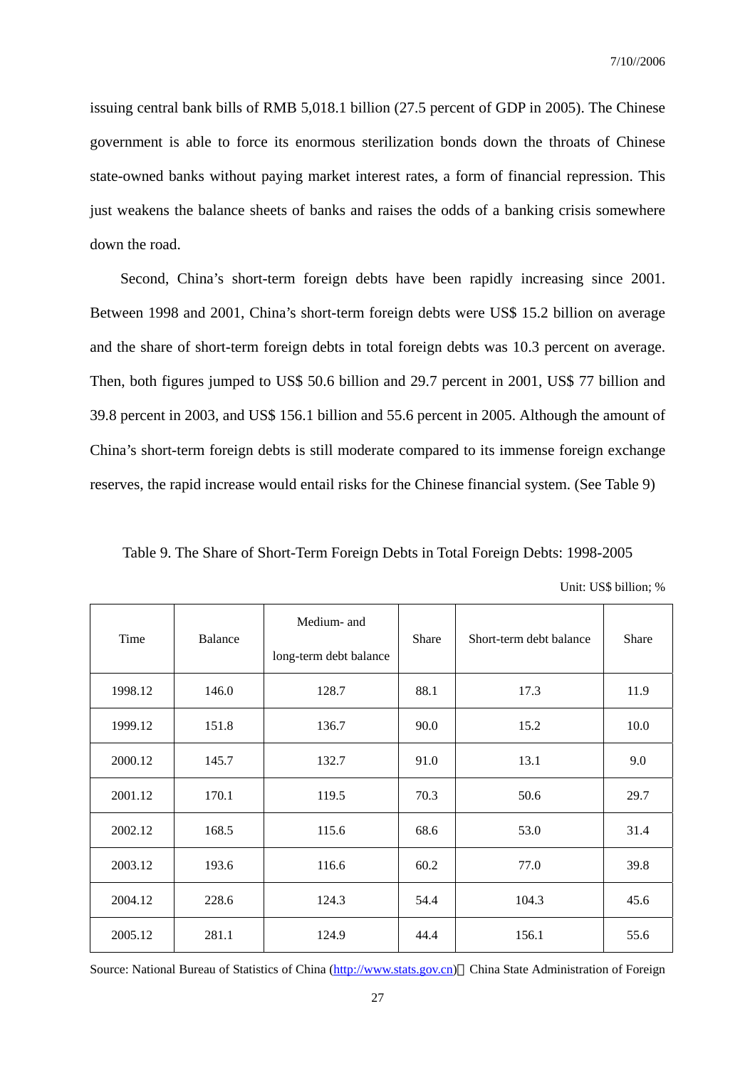issuing central bank bills of RMB 5,018.1 billion (27.5 percent of GDP in 2005). The Chinese government is able to force its enormous sterilization bonds down the throats of Chinese state-owned banks without paying market interest rates, a form of financial repression. This just weakens the balance sheets of banks and raises the odds of a banking crisis somewhere down the road.

Second, China's short-term foreign debts have been rapidly increasing since 2001. Between 1998 and 2001, China's short-term foreign debts were US$ 15.2 billion on average and the share of short-term foreign debts in total foreign debts was 10.3 percent on average. Then, both figures jumped to US$ 50.6 billion and 29.7 percent in 2001, US$ 77 billion and 39.8 percent in 2003, and US$ 156.1 billion and 55.6 percent in 2005. Although the amount of China's short-term foreign debts is still moderate compared to its immense foreign exchange reserves, the rapid increase would entail risks for the Chinese financial system. (See Table 9)

Table 9. The Share of Short-Term Foreign Debts in Total Foreign Debts: 1998-2005

Unit: US$ billion; %

| Time | Balance | Medium- and long-term debt balance | Share | Short-term debt balance | Share |
|---|---|---|---|---|---|
| 1998.12 | 146.0 | 128.7 | 88.1 | 17.3 | 11.9 |
| 1999.12 | 151.8 | 136.7 | 90.0 | 15.2 | 10.0 |
| 2000.12 | 145.7 | 132.7 | 91.0 | 13.1 | 9.0 |
| 2001.12 | 170.1 | 119.5 | 70.3 | 50.6 | 29.7 |
| 2002.12 | 168.5 | 115.6 | 68.6 | 53.0 | 31.4 |
| 2003.12 | 193.6 | 116.6 | 60.2 | 77.0 | 39.8 |
| 2004.12 | 228.6 | 124.3 | 54.4 | 104.3 | 45.6 |
| 2005.12 | 281.1 | 124.9 | 44.4 | 156.1 | 55.6 |

Source: National Bureau of Statistics of China (http://www.stats.gov.cn); China State Administration of Foreign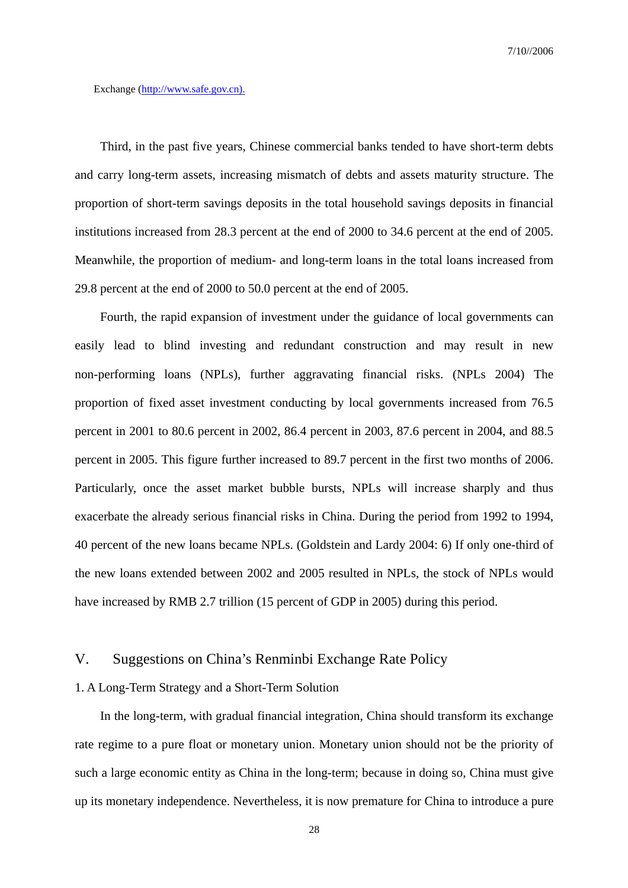Exchange (http://www.safe.gov.cn).

Third, in the past five years, Chinese commercial banks tended to have short-term debts and carry long-term assets, increasing mismatch of debts and assets maturity structure. The proportion of short-term savings deposits in the total household savings deposits in financial institutions increased from 28.3 percent at the end of 2000 to 34.6 percent at the end of 2005. Meanwhile, the proportion of medium- and long-term loans in the total loans increased from 29.8 percent at the end of 2000 to 50.0 percent at the end of 2005.

Fourth, the rapid expansion of investment under the guidance of local governments can easily lead to blind investing and redundant construction and may result in new non-performing loans (NPLs), further aggravating financial risks. (NPLs 2004) The proportion of fixed asset investment conducting by local governments increased from 76.5 percent in 2001 to 80.6 percent in 2002, 86.4 percent in 2003, 87.6 percent in 2004, and 88.5 percent in 2005. This figure further increased to 89.7 percent in the first two months of 2006. Particularly, once the asset market bubble bursts, NPLs will increase sharply and thus exacerbate the already serious financial risks in China. During the period from 1992 to 1994, 40 percent of the new loans became NPLs. (Goldstein and Lardy 2004: 6) If only one-third of the new loans extended between 2002 and 2005 resulted in NPLs, the stock of NPLs would have increased by RMB 2.7 trillion (15 percent of GDP in 2005) during this period.

## V. Suggestions on China's Renminbi Exchange Rate Policy

### 1. A Long-Term Strategy and a Short-Term Solution

In the long-term, with gradual financial integration, China should transform its exchange rate regime to a pure float or monetary union. Monetary union should not be the priority of such a large economic entity as China in the long-term; because in doing so, China must give up its monetary independence. Nevertheless, it is now premature for China to introduce a pure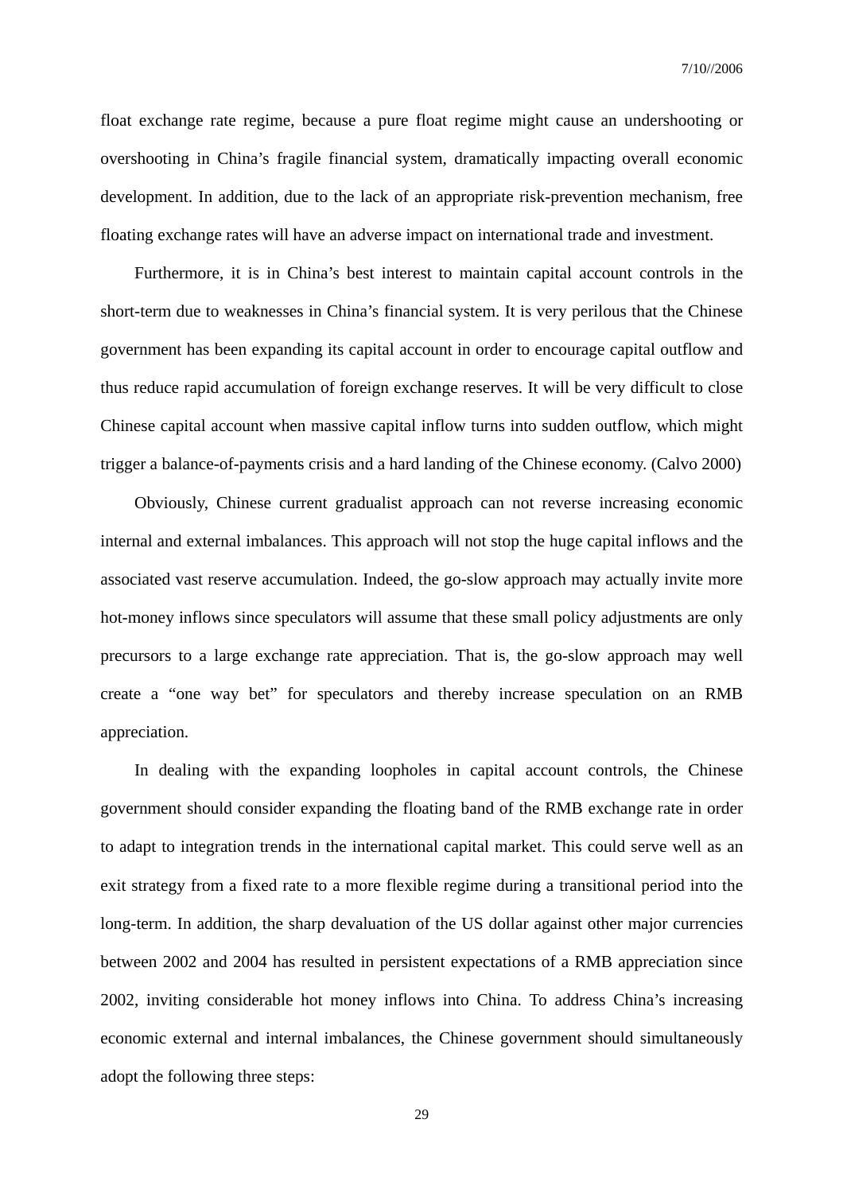float exchange rate regime, because a pure float regime might cause an undershooting or overshooting in China's fragile financial system, dramatically impacting overall economic development. In addition, due to the lack of an appropriate risk-prevention mechanism, free floating exchange rates will have an adverse impact on international trade and investment.

Furthermore, it is in China's best interest to maintain capital account controls in the short-term due to weaknesses in China's financial system. It is very perilous that the Chinese government has been expanding its capital account in order to encourage capital outflow and thus reduce rapid accumulation of foreign exchange reserves. It will be very difficult to close Chinese capital account when massive capital inflow turns into sudden outflow, which might trigger a balance-of-payments crisis and a hard landing of the Chinese economy. (Calvo 2000)

Obviously, Chinese current gradualist approach can not reverse increasing economic internal and external imbalances. This approach will not stop the huge capital inflows and the associated vast reserve accumulation. Indeed, the go-slow approach may actually invite more hot-money inflows since speculators will assume that these small policy adjustments are only precursors to a large exchange rate appreciation. That is, the go-slow approach may well create a "one way bet" for speculators and thereby increase speculation on an RMB appreciation.

In dealing with the expanding loopholes in capital account controls, the Chinese government should consider expanding the floating band of the RMB exchange rate in order to adapt to integration trends in the international capital market. This could serve well as an exit strategy from a fixed rate to a more flexible regime during a transitional period into the long-term. In addition, the sharp devaluation of the US dollar against other major currencies between 2002 and 2004 has resulted in persistent expectations of a RMB appreciation since 2002, inviting considerable hot money inflows into China. To address China's increasing economic external and internal imbalances, the Chinese government should simultaneously adopt the following three steps: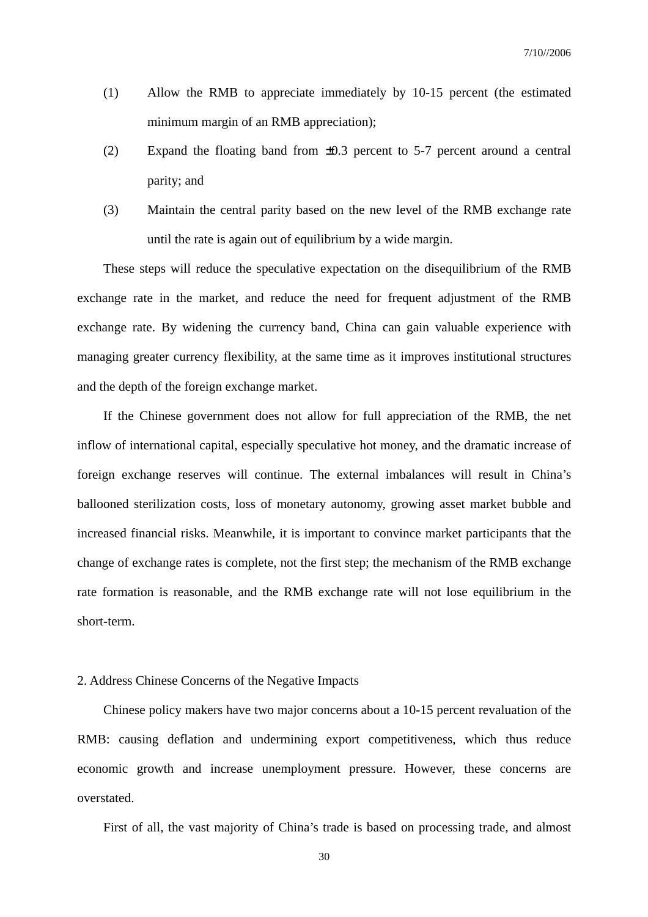(1) Allow the RMB to appreciate immediately by 10-15 percent (the estimated minimum margin of an RMB appreciation);

(2) Expand the floating band from ±0.3 percent to 5-7 percent around a central parity; and

(3) Maintain the central parity based on the new level of the RMB exchange rate until the rate is again out of equilibrium by a wide margin.

These steps will reduce the speculative expectation on the disequilibrium of the RMB exchange rate in the market, and reduce the need for frequent adjustment of the RMB exchange rate. By widening the currency band, China can gain valuable experience with managing greater currency flexibility, at the same time as it improves institutional structures and the depth of the foreign exchange market.

If the Chinese government does not allow for full appreciation of the RMB, the net inflow of international capital, especially speculative hot money, and the dramatic increase of foreign exchange reserves will continue. The external imbalances will result in China's ballooned sterilization costs, loss of monetary autonomy, growing asset market bubble and increased financial risks. Meanwhile, it is important to convince market participants that the change of exchange rates is complete, not the first step; the mechanism of the RMB exchange rate formation is reasonable, and the RMB exchange rate will not lose equilibrium in the short-term.

## 2. Address Chinese Concerns of the Negative Impacts

Chinese policy makers have two major concerns about a 10-15 percent revaluation of the RMB: causing deflation and undermining export competitiveness, which thus reduce economic growth and increase unemployment pressure. However, these concerns are overstated.

First of all, the vast majority of China's trade is based on processing trade, and almost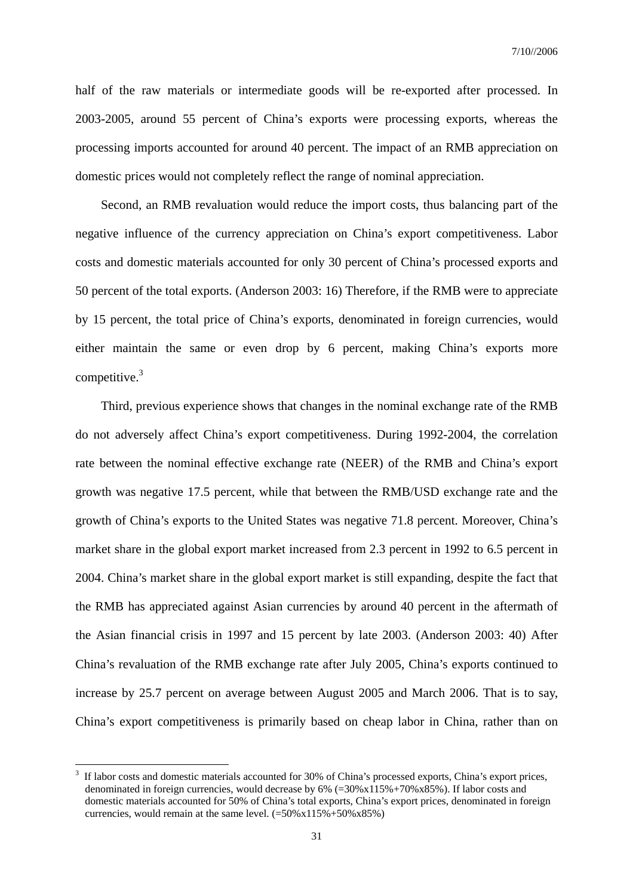half of the raw materials or intermediate goods will be re-exported after processed. In 2003-2005, around 55 percent of China's exports were processing exports, whereas the processing imports accounted for around 40 percent. The impact of an RMB appreciation on domestic prices would not completely reflect the range of nominal appreciation.

Second, an RMB revaluation would reduce the import costs, thus balancing part of the negative influence of the currency appreciation on China's export competitiveness. Labor costs and domestic materials accounted for only 30 percent of China's processed exports and 50 percent of the total exports. (Anderson 2003: 16) Therefore, if the RMB were to appreciate by 15 percent, the total price of China's exports, denominated in foreign currencies, would either maintain the same or even drop by 6 percent, making China's exports more competitive.[3]

Third, previous experience shows that changes in the nominal exchange rate of the RMB do not adversely affect China's export competitiveness. During 1992-2004, the correlation rate between the nominal effective exchange rate (NEER) of the RMB and China's export growth was negative 17.5 percent, while that between the RMB/USD exchange rate and the growth of China's exports to the United States was negative 71.8 percent. Moreover, China's market share in the global export market increased from 2.3 percent in 1992 to 6.5 percent in 2004. China's market share in the global export market is still expanding, despite the fact that the RMB has appreciated against Asian currencies by around 40 percent in the aftermath of the Asian financial crisis in 1997 and 15 percent by late 2003. (Anderson 2003: 40) After China's revaluation of the RMB exchange rate after July 2005, China's exports continued to increase by 25.7 percent on average between August 2005 and March 2006. That is to say, China's export competitiveness is primarily based on cheap labor in China, rather than on

---

[3] If labor costs and domestic materials accounted for 30% of China's processed exports, China's export prices, denominated in foreign currencies, would decrease by 6% (=30%x115%+70%x85%). If labor costs and domestic materials accounted for 50% of China's total exports, China's export prices, denominated in foreign currencies, would remain at the same level. (=50%x115%+50%x85%)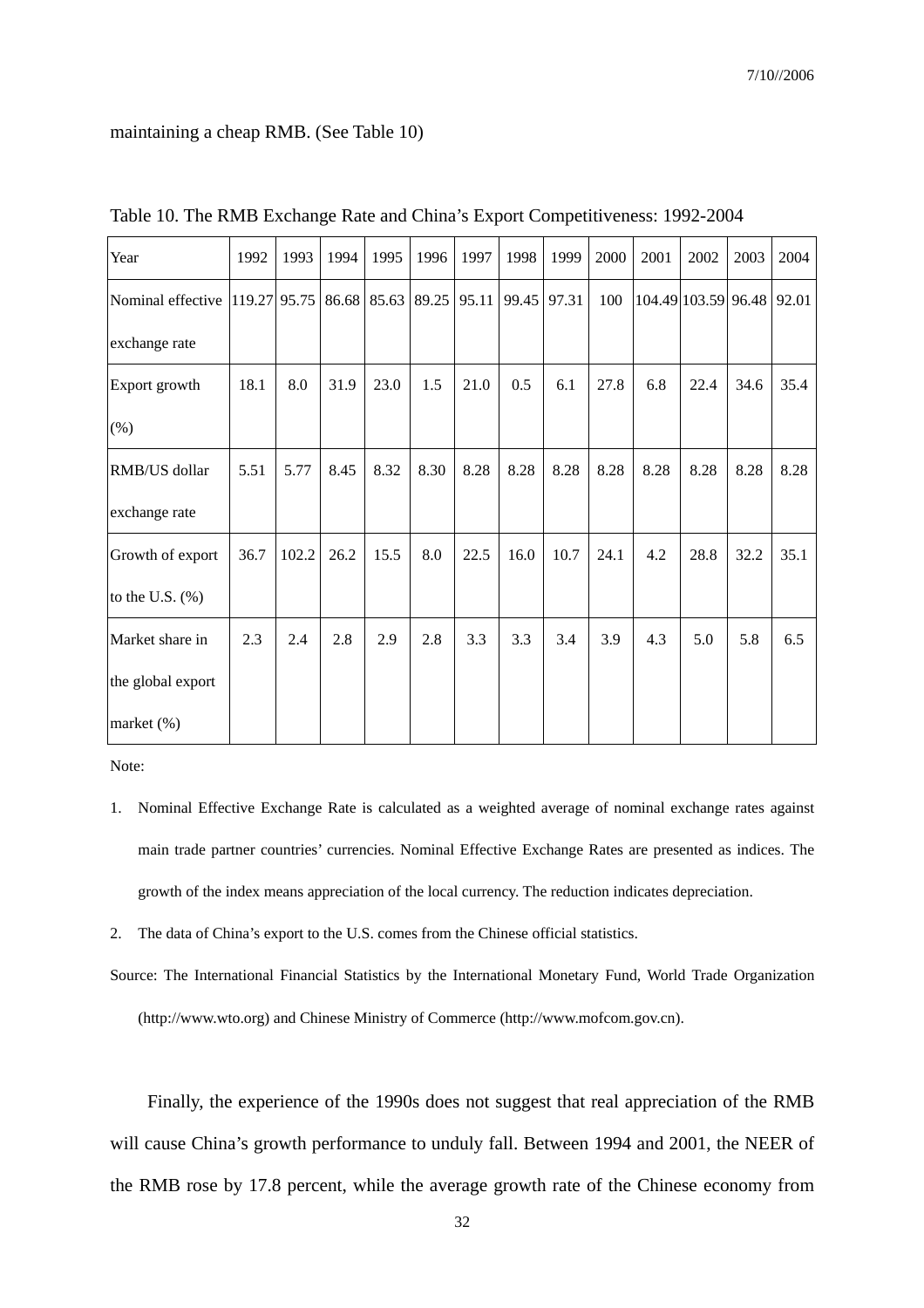maintaining a cheap RMB. (See Table 10)

Table 10. The RMB Exchange Rate and China's Export Competitiveness: 1992-2004

| Year | 1992 | 1993 | 1994 | 1995 | 1996 | 1997 | 1998 | 1999 | 2000 | 2001 | 2002 | 2003 | 2004 |
|---|---|---|---|---|---|---|---|---|---|---|---|---|---|
| Nominal effective exchange rate | 119.27 | 95.75 | 86.68 | 85.63 | 89.25 | 95.11 | 99.45 | 97.31 | 100 | 104.49 | 103.59 | 96.48 | 92.01 |
| Export growth (%) | 18.1 | 8.0 | 31.9 | 23.0 | 1.5 | 21.0 | 0.5 | 6.1 | 27.8 | 6.8 | 22.4 | 34.6 | 35.4 |
| RMB/US dollar exchange rate | 5.51 | 5.77 | 8.45 | 8.32 | 8.30 | 8.28 | 8.28 | 8.28 | 8.28 | 8.28 | 8.28 | 8.28 | 8.28 |
| Growth of export to the U.S. (%) | 36.7 | 102.2 | 26.2 | 15.5 | 8.0 | 22.5 | 16.0 | 10.7 | 24.1 | 4.2 | 28.8 | 32.2 | 35.1 |
| Market share in the global export market (%) | 2.3 | 2.4 | 2.8 | 2.9 | 2.8 | 3.3 | 3.3 | 3.4 | 3.9 | 4.3 | 5.0 | 5.8 | 6.5 |

Note:

1. Nominal Effective Exchange Rate is calculated as a weighted average of nominal exchange rates against main trade partner countries' currencies. Nominal Effective Exchange Rates are presented as indices. The growth of the index means appreciation of the local currency. The reduction indicates depreciation.
2. The data of China's export to the U.S. comes from the Chinese official statistics.

Source: The International Financial Statistics by the International Monetary Fund, World Trade Organization (http://www.wto.org) and Chinese Ministry of Commerce (http://www.mofcom.gov.cn).

Finally, the experience of the 1990s does not suggest that real appreciation of the RMB will cause China's growth performance to unduly fall. Between 1994 and 2001, the NEER of the RMB rose by 17.8 percent, while the average growth rate of the Chinese economy from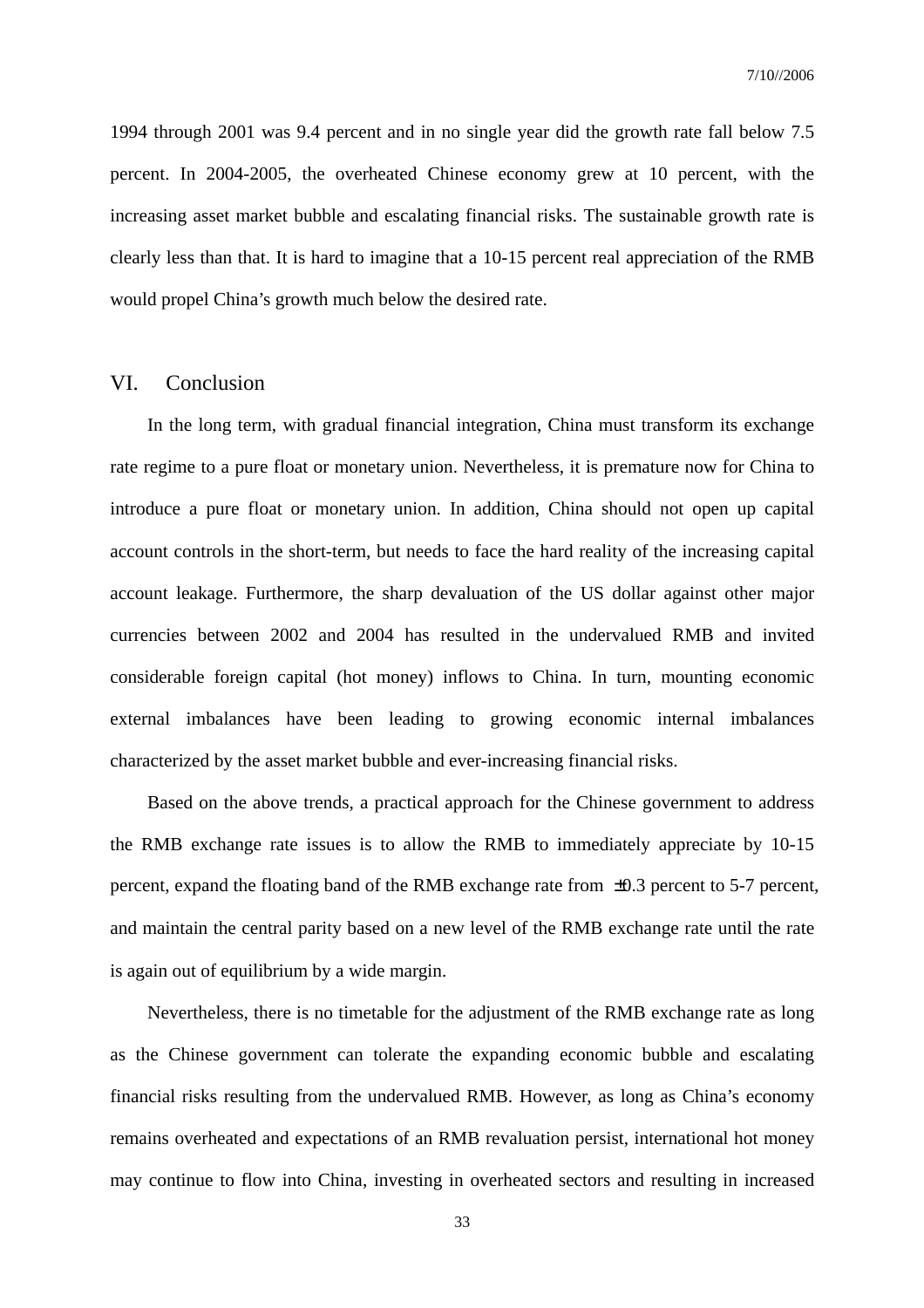1994 through 2001 was 9.4 percent and in no single year did the growth rate fall below 7.5 percent. In 2004-2005, the overheated Chinese economy grew at 10 percent, with the increasing asset market bubble and escalating financial risks. The sustainable growth rate is clearly less than that. It is hard to imagine that a 10-15 percent real appreciation of the RMB would propel China's growth much below the desired rate.

## VI. Conclusion

In the long term, with gradual financial integration, China must transform its exchange rate regime to a pure float or monetary union. Nevertheless, it is premature now for China to introduce a pure float or monetary union. In addition, China should not open up capital account controls in the short-term, but needs to face the hard reality of the increasing capital account leakage. Furthermore, the sharp devaluation of the US dollar against other major currencies between 2002 and 2004 has resulted in the undervalued RMB and invited considerable foreign capital (hot money) inflows to China. In turn, mounting economic external imbalances have been leading to growing economic internal imbalances characterized by the asset market bubble and ever-increasing financial risks.

Based on the above trends, a practical approach for the Chinese government to address the RMB exchange rate issues is to allow the RMB to immediately appreciate by 10-15 percent, expand the floating band of the RMB exchange rate from ±0.3 percent to 5-7 percent, and maintain the central parity based on a new level of the RMB exchange rate until the rate is again out of equilibrium by a wide margin.

Nevertheless, there is no timetable for the adjustment of the RMB exchange rate as long as the Chinese government can tolerate the expanding economic bubble and escalating financial risks resulting from the undervalued RMB. However, as long as China's economy remains overheated and expectations of an RMB revaluation persist, international hot money may continue to flow into China, investing in overheated sectors and resulting in increased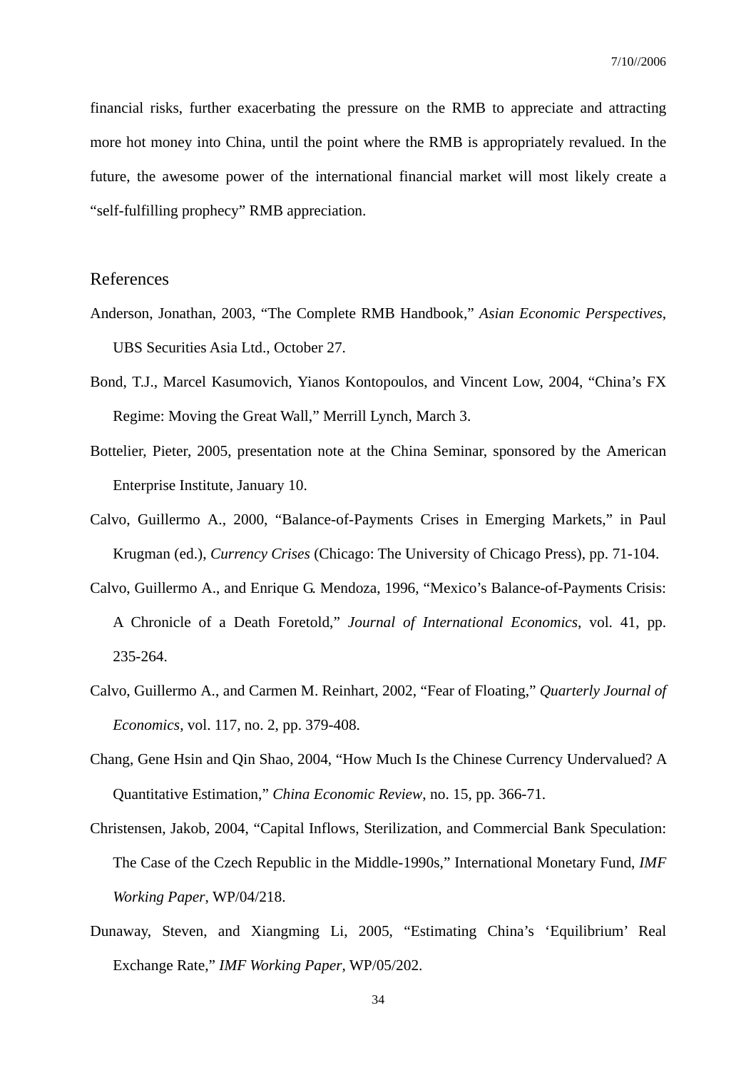financial risks, further exacerbating the pressure on the RMB to appreciate and attracting more hot money into China, until the point where the RMB is appropriately revalued. In the future, the awesome power of the international financial market will most likely create a “self-fulfilling prophecy” RMB appreciation.

## References

Anderson, Jonathan, 2003, “The Complete RMB Handbook,” *Asian Economic Perspectives*, UBS Securities Asia Ltd., October 27.

Bond, T.J., Marcel Kasumovich, Yianos Kontopoulos, and Vincent Low, 2004, “China’s FX Regime: Moving the Great Wall,” Merrill Lynch, March 3.

Bottelier, Pieter, 2005, presentation note at the China Seminar, sponsored by the American Enterprise Institute, January 10.

Calvo, Guillermo A., 2000, “Balance-of-Payments Crises in Emerging Markets,” in Paul Krugman (ed.), *Currency Crises* (Chicago: The University of Chicago Press), pp. 71-104.

Calvo, Guillermo A., and Enrique G. Mendoza, 1996, “Mexico’s Balance-of-Payments Crisis: A Chronicle of a Death Foretold,” *Journal of International Economics*, vol. 41, pp. 235-264.

Calvo, Guillermo A., and Carmen M. Reinhart, 2002, “Fear of Floating,” *Quarterly Journal of Economics*, vol. 117, no. 2, pp. 379-408.

Chang, Gene Hsin and Qin Shao, 2004, “How Much Is the Chinese Currency Undervalued? A Quantitative Estimation,” *China Economic Review*, no. 15, pp. 366-71.

Christensen, Jakob, 2004, “Capital Inflows, Sterilization, and Commercial Bank Speculation: The Case of the Czech Republic in the Middle-1990s,” International Monetary Fund, *IMF Working Paper*, WP/04/218.

Dunaway, Steven, and Xiangming Li, 2005, “Estimating China’s ‘Equilibrium’ Real Exchange Rate,” *IMF Working Paper*, WP/05/202.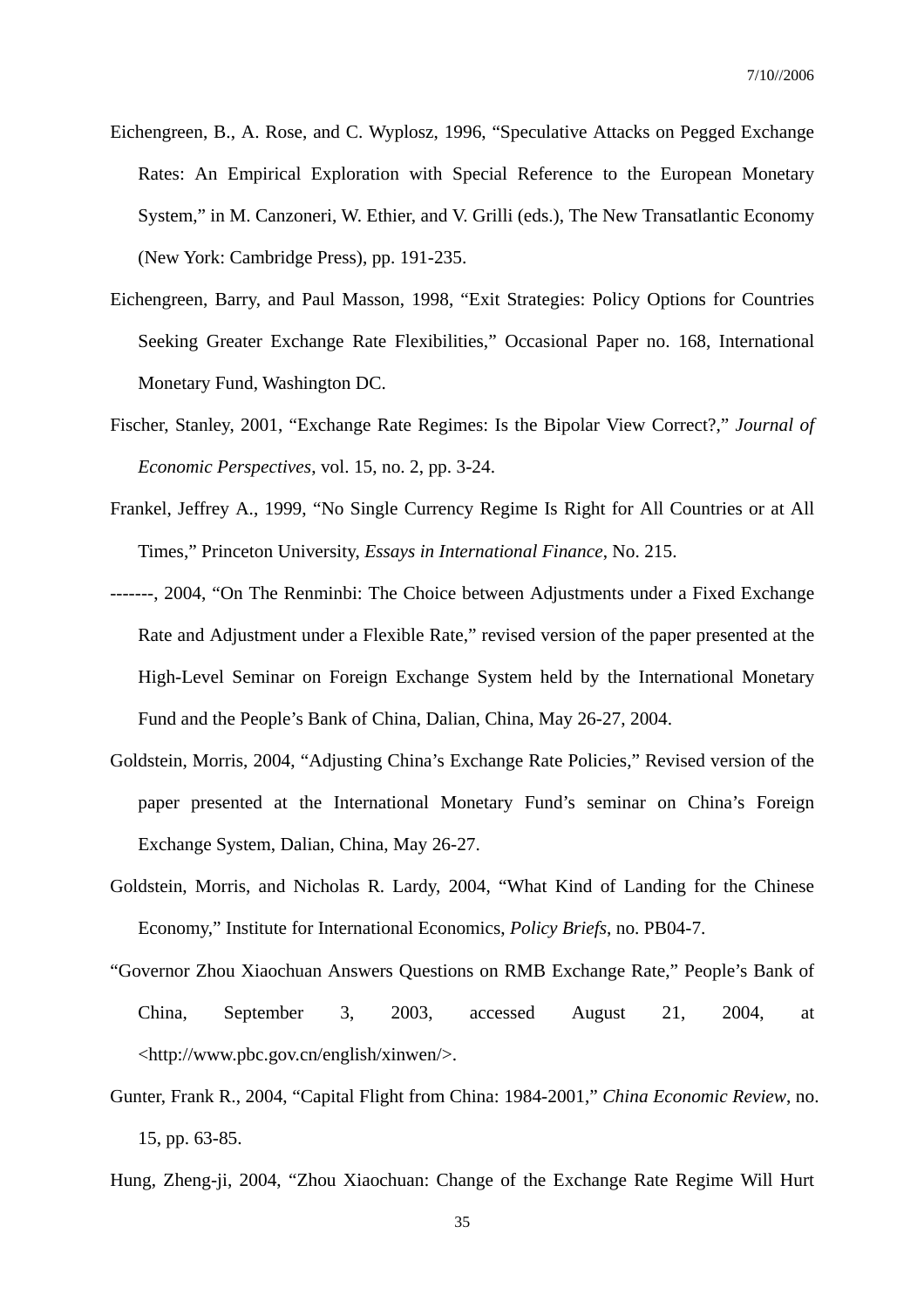Eichengreen, B., A. Rose, and C. Wyplosz, 1996, "Speculative Attacks on Pegged Exchange Rates: An Empirical Exploration with Special Reference to the European Monetary System," in M. Canzoneri, W. Ethier, and V. Grilli (eds.), The New Transatlantic Economy (New York: Cambridge Press), pp. 191-235.

Eichengreen, Barry, and Paul Masson, 1998, "Exit Strategies: Policy Options for Countries Seeking Greater Exchange Rate Flexibilities," Occasional Paper no. 168, International Monetary Fund, Washington DC.

Fischer, Stanley, 2001, "Exchange Rate Regimes: Is the Bipolar View Correct?," *Journal of Economic Perspectives*, vol. 15, no. 2, pp. 3-24.

Frankel, Jeffrey A., 1999, "No Single Currency Regime Is Right for All Countries or at All Times," Princeton University, *Essays in International Finance*, No. 215.

-------, 2004, "On The Renminbi: The Choice between Adjustments under a Fixed Exchange Rate and Adjustment under a Flexible Rate," revised version of the paper presented at the High-Level Seminar on Foreign Exchange System held by the International Monetary Fund and the People's Bank of China, Dalian, China, May 26-27, 2004.

Goldstein, Morris, 2004, "Adjusting China's Exchange Rate Policies," Revised version of the paper presented at the International Monetary Fund's seminar on China's Foreign Exchange System, Dalian, China, May 26-27.

Goldstein, Morris, and Nicholas R. Lardy, 2004, "What Kind of Landing for the Chinese Economy," Institute for International Economics, *Policy Briefs*, no. PB04-7.

"Governor Zhou Xiaochuan Answers Questions on RMB Exchange Rate," People's Bank of China, September 3, 2003, accessed August 21, 2004, at <http://www.pbc.gov.cn/english/xinwen/>.

Gunter, Frank R., 2004, "Capital Flight from China: 1984-2001," *China Economic Review*, no. 15, pp. 63-85.

Hung, Zheng-ji, 2004, "Zhou Xiaochuan: Change of the Exchange Rate Regime Will Hurt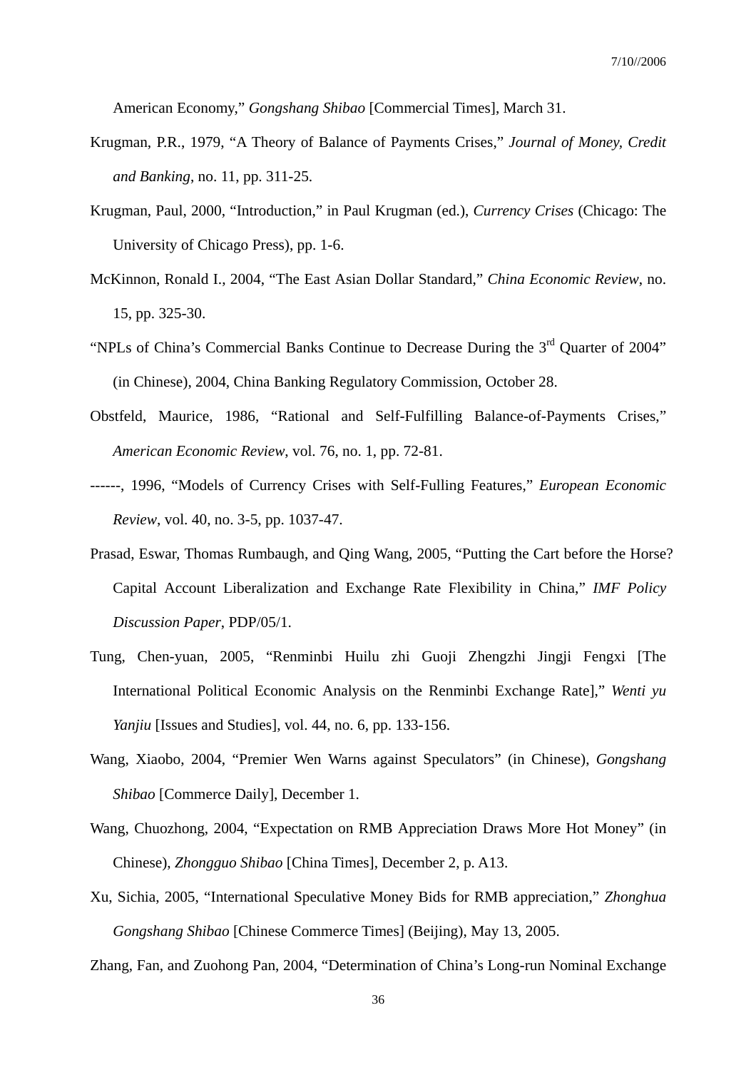American Economy," *Gongshang Shibao* [Commercial Times], March 31.

Krugman, P.R., 1979, "A Theory of Balance of Payments Crises," *Journal of Money, Credit and Banking*, no. 11, pp. 311-25.

Krugman, Paul, 2000, "Introduction," in Paul Krugman (ed.), *Currency Crises* (Chicago: The University of Chicago Press), pp. 1-6.

McKinnon, Ronald I., 2004, "The East Asian Dollar Standard," *China Economic Review*, no. 15, pp. 325-30.

"NPLs of China's Commercial Banks Continue to Decrease During the 3rd Quarter of 2004" (in Chinese), 2004, China Banking Regulatory Commission, October 28.

Obstfeld, Maurice, 1986, "Rational and Self-Fulfilling Balance-of-Payments Crises," *American Economic Review*, vol. 76, no. 1, pp. 72-81.

------, 1996, "Models of Currency Crises with Self-Fulling Features," *European Economic Review*, vol. 40, no. 3-5, pp. 1037-47.

Prasad, Eswar, Thomas Rumbaugh, and Qing Wang, 2005, "Putting the Cart before the Horse? Capital Account Liberalization and Exchange Rate Flexibility in China," *IMF Policy Discussion Paper*, PDP/05/1.

Tung, Chen-yuan, 2005, "Renminbi Huilu zhi Guoji Zhengzhi Jingji Fengxi [The International Political Economic Analysis on the Renminbi Exchange Rate]," *Wenti yu Yanjiu* [Issues and Studies], vol. 44, no. 6, pp. 133-156.

Wang, Xiaobo, 2004, "Premier Wen Warns against Speculators" (in Chinese), *Gongshang Shibao* [Commerce Daily], December 1.

Wang, Chuozhong, 2004, "Expectation on RMB Appreciation Draws More Hot Money" (in Chinese), *Zhongguo Shibao* [China Times], December 2, p. A13.

Xu, Sichia, 2005, "International Speculative Money Bids for RMB appreciation," *Zhonghua Gongshang Shibao* [Chinese Commerce Times] (Beijing), May 13, 2005.

Zhang, Fan, and Zuohong Pan, 2004, "Determination of China's Long-run Nominal Exchange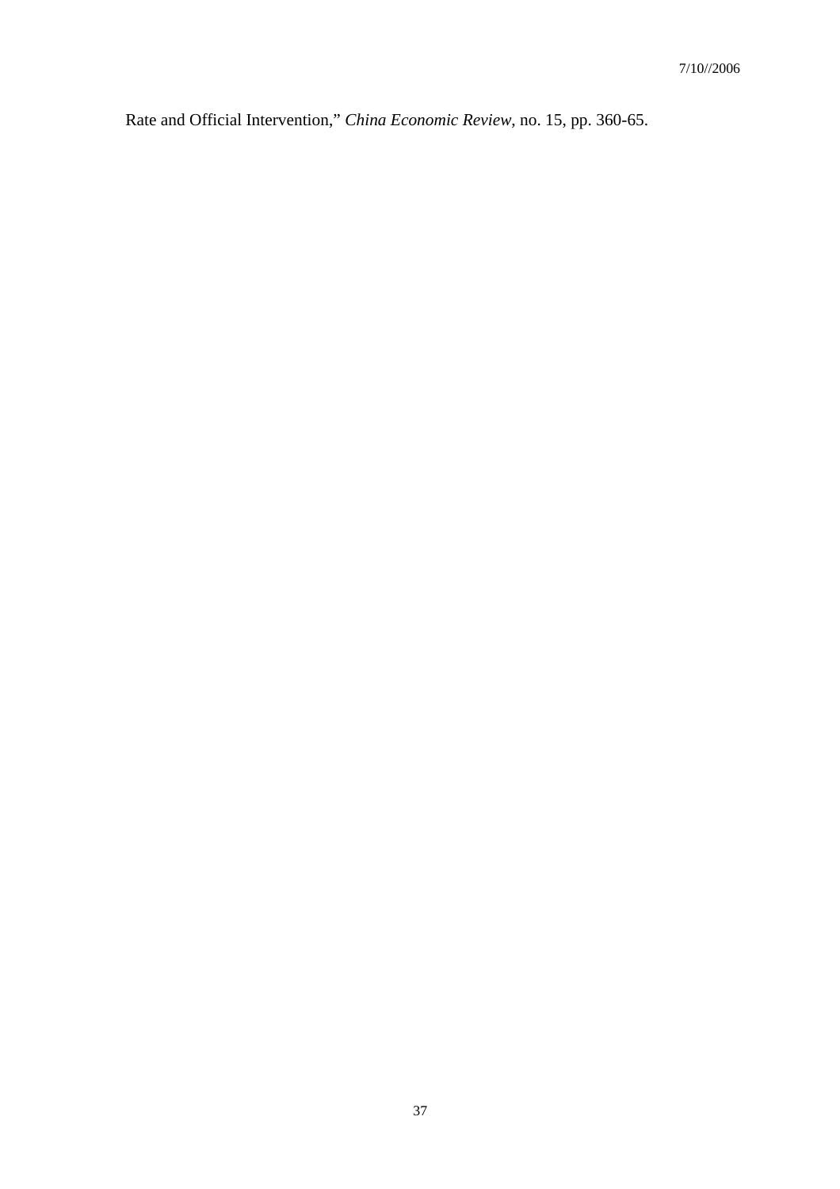Rate and Official Intervention," *China Economic Review*, no. 15, pp. 360-65.